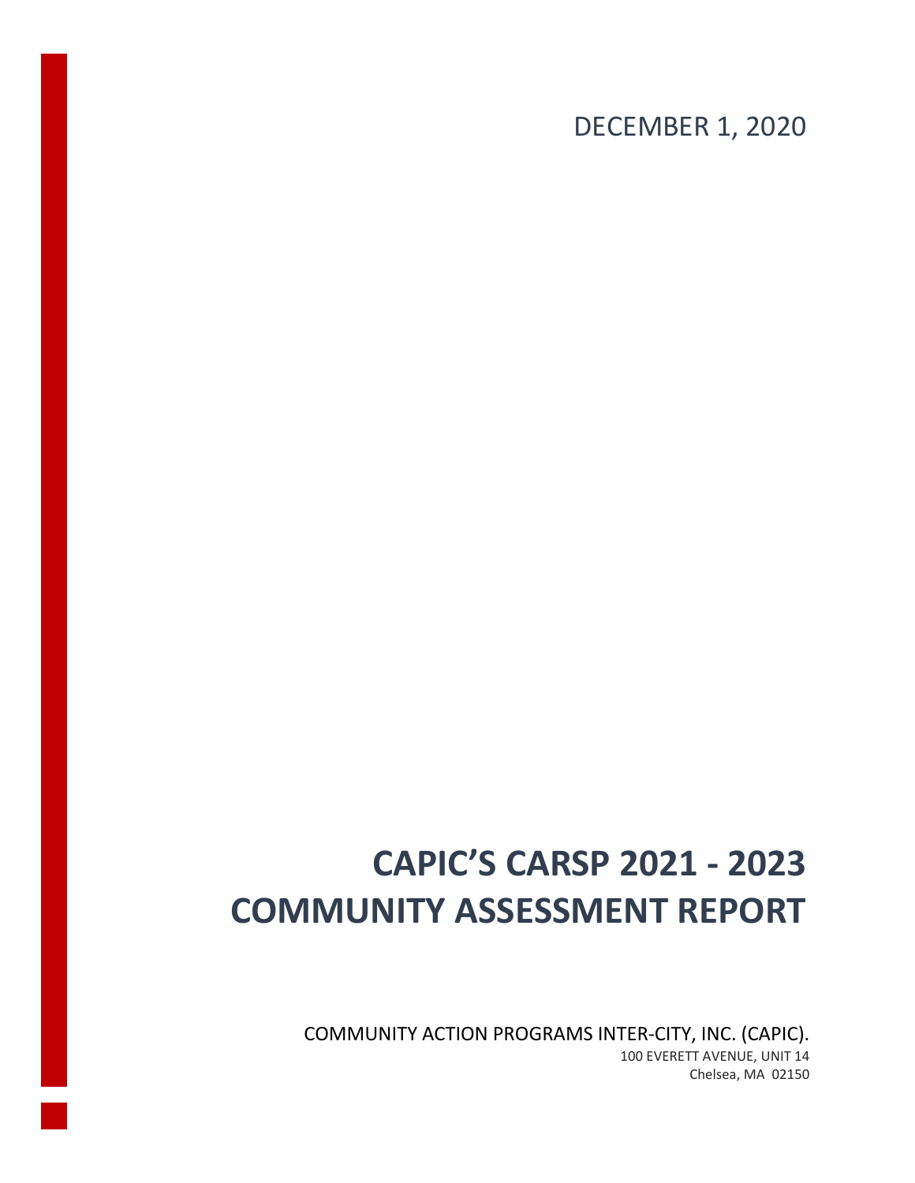DECEMBER 1, 2020

# CAPIC'S CARSP 2021 - 2023 COMMUNITY ASSESSMENT REPORT

COMMUNITY ACTION PROGRAMS INTER-CITY, INC. (CAPIC).

100 EVERETT AVENUE, UNIT 14

Chelsea, MA 02150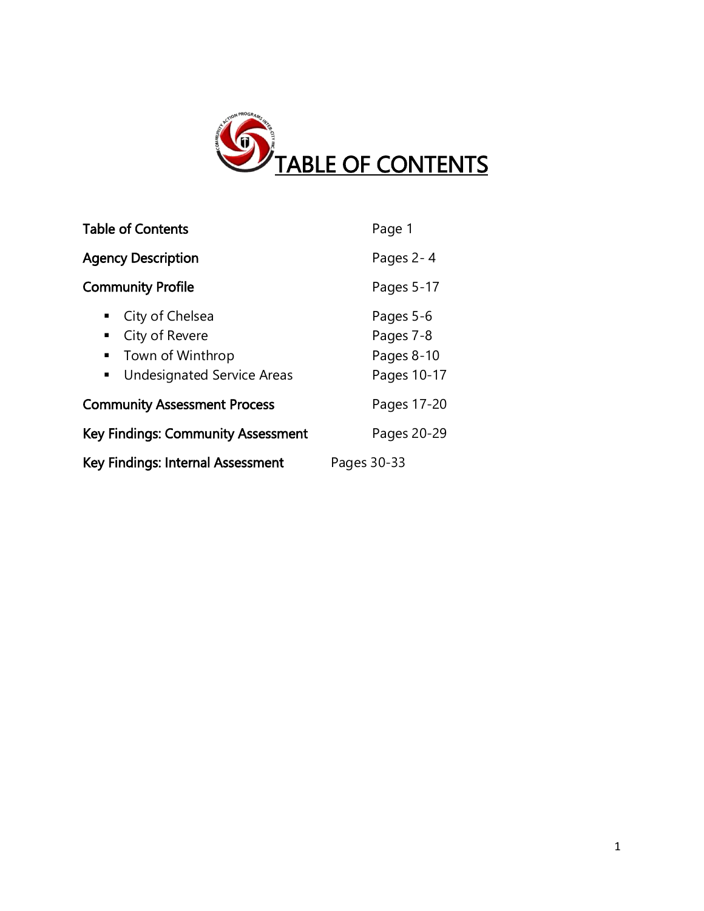# TABLE OF CONTENTS

| | |
|---|---|
| **Table of Contents** | Page 1 |
| **Agency Description** | Pages 2- 4 |
| **Community Profile** | Pages 5-17 |
| ▪ City of Chelsea | Pages 5-6 |
| ▪ City of Revere | Pages 7-8 |
| ▪ Town of Winthrop | Pages 8-10 |
| ▪ Undesignated Service Areas | Pages 10-17 |
| **Community Assessment Process** | Pages 17-20 |
| **Key Findings: Community Assessment** | Pages 20-29 |
| **Key Findings: Internal Assessment** | Pages 30-33 |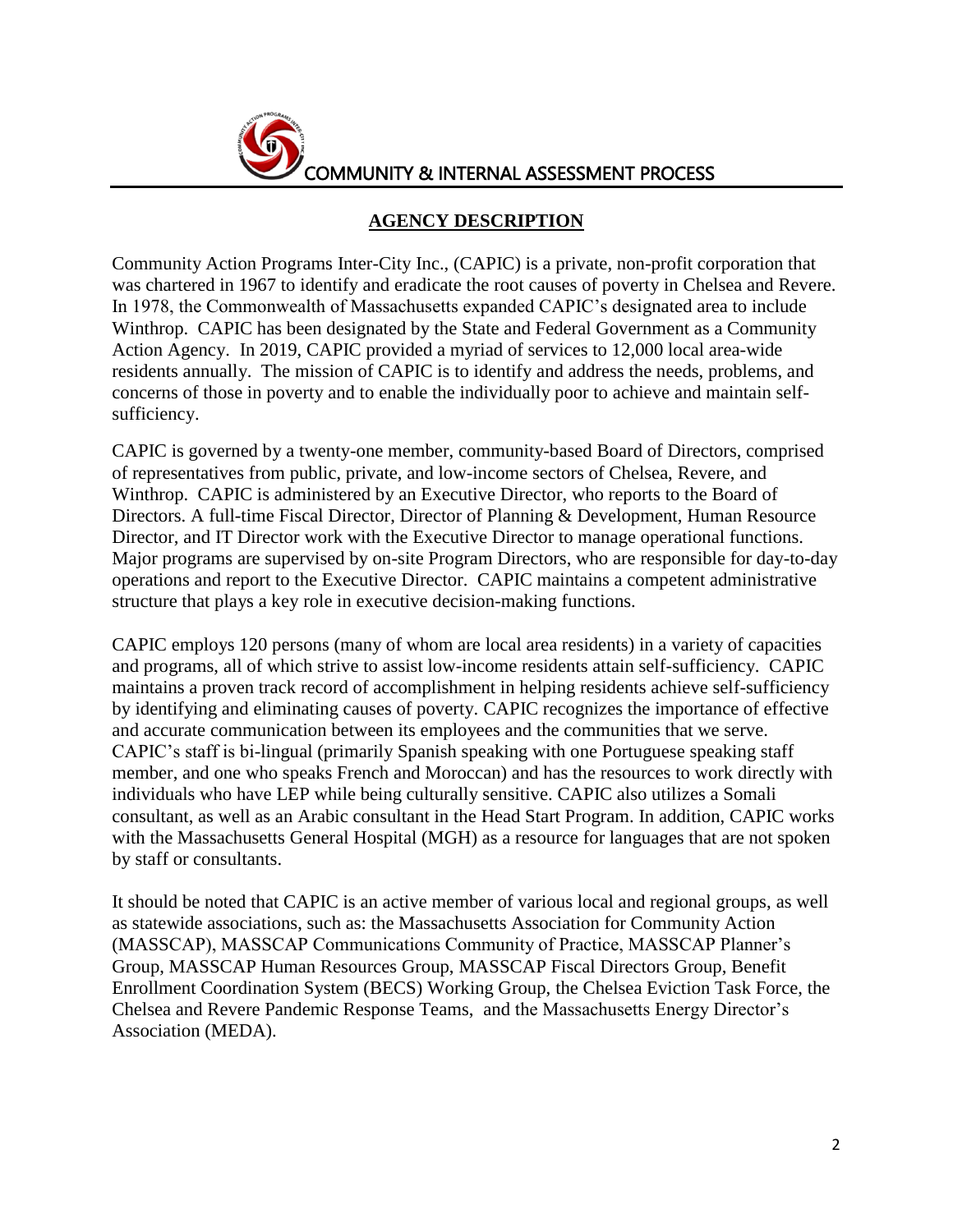## AGENCY DESCRIPTION

Community Action Programs Inter-City Inc., (CAPIC) is a private, non-profit corporation that was chartered in 1967 to identify and eradicate the root causes of poverty in Chelsea and Revere. In 1978, the Commonwealth of Massachusetts expanded CAPIC's designated area to include Winthrop. CAPIC has been designated by the State and Federal Government as a Community Action Agency. In 2019, CAPIC provided a myriad of services to 12,000 local area-wide residents annually. The mission of CAPIC is to identify and address the needs, problems, and concerns of those in poverty and to enable the individually poor to achieve and maintain self-sufficiency.

CAPIC is governed by a twenty-one member, community-based Board of Directors, comprised of representatives from public, private, and low-income sectors of Chelsea, Revere, and Winthrop. CAPIC is administered by an Executive Director, who reports to the Board of Directors. A full-time Fiscal Director, Director of Planning & Development, Human Resource Director, and IT Director work with the Executive Director to manage operational functions. Major programs are supervised by on-site Program Directors, who are responsible for day-to-day operations and report to the Executive Director. CAPIC maintains a competent administrative structure that plays a key role in executive decision-making functions.

CAPIC employs 120 persons (many of whom are local area residents) in a variety of capacities and programs, all of which strive to assist low-income residents attain self-sufficiency. CAPIC maintains a proven track record of accomplishment in helping residents achieve self-sufficiency by identifying and eliminating causes of poverty. CAPIC recognizes the importance of effective and accurate communication between its employees and the communities that we serve. CAPIC's staff is bi-lingual (primarily Spanish speaking with one Portuguese speaking staff member, and one who speaks French and Moroccan) and has the resources to work directly with individuals who have LEP while being culturally sensitive. CAPIC also utilizes a Somali consultant, as well as an Arabic consultant in the Head Start Program. In addition, CAPIC works with the Massachusetts General Hospital (MGH) as a resource for languages that are not spoken by staff or consultants.

It should be noted that CAPIC is an active member of various local and regional groups, as well as statewide associations, such as: the Massachusetts Association for Community Action (MASSCAP), MASSCAP Communications Community of Practice, MASSCAP Planner's Group, MASSCAP Human Resources Group, MASSCAP Fiscal Directors Group, Benefit Enrollment Coordination System (BECS) Working Group, the Chelsea Eviction Task Force, the Chelsea and Revere Pandemic Response Teams, and the Massachusetts Energy Director's Association (MEDA).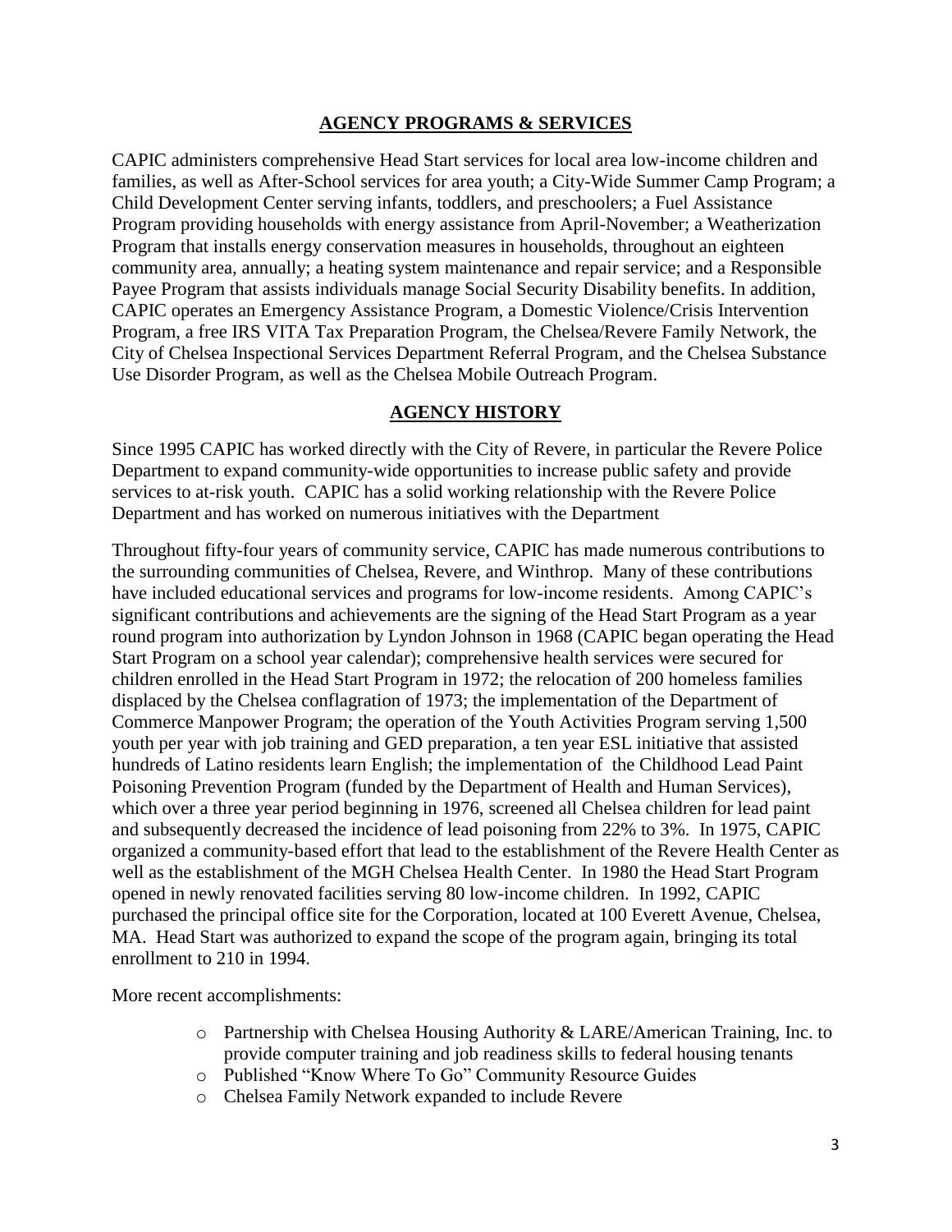## AGENCY PROGRAMS & SERVICES

CAPIC administers comprehensive Head Start services for local area low-income children and families, as well as After-School services for area youth; a City-Wide Summer Camp Program; a Child Development Center serving infants, toddlers, and preschoolers; a Fuel Assistance Program providing households with energy assistance from April-November; a Weatherization Program that installs energy conservation measures in households, throughout an eighteen community area, annually; a heating system maintenance and repair service; and a Responsible Payee Program that assists individuals manage Social Security Disability benefits. In addition, CAPIC operates an Emergency Assistance Program, a Domestic Violence/Crisis Intervention Program, a free IRS VITA Tax Preparation Program, the Chelsea/Revere Family Network, the City of Chelsea Inspectional Services Department Referral Program, and the Chelsea Substance Use Disorder Program, as well as the Chelsea Mobile Outreach Program.

## AGENCY HISTORY

Since 1995 CAPIC has worked directly with the City of Revere, in particular the Revere Police Department to expand community-wide opportunities to increase public safety and provide services to at-risk youth. CAPIC has a solid working relationship with the Revere Police Department and has worked on numerous initiatives with the Department

Throughout fifty-four years of community service, CAPIC has made numerous contributions to the surrounding communities of Chelsea, Revere, and Winthrop. Many of these contributions have included educational services and programs for low-income residents. Among CAPIC's significant contributions and achievements are the signing of the Head Start Program as a year round program into authorization by Lyndon Johnson in 1968 (CAPIC began operating the Head Start Program on a school year calendar); comprehensive health services were secured for children enrolled in the Head Start Program in 1972; the relocation of 200 homeless families displaced by the Chelsea conflagration of 1973; the implementation of the Department of Commerce Manpower Program; the operation of the Youth Activities Program serving 1,500 youth per year with job training and GED preparation, a ten year ESL initiative that assisted hundreds of Latino residents learn English; the implementation of the Childhood Lead Paint Poisoning Prevention Program (funded by the Department of Health and Human Services), which over a three year period beginning in 1976, screened all Chelsea children for lead paint and subsequently decreased the incidence of lead poisoning from 22% to 3%. In 1975, CAPIC organized a community-based effort that lead to the establishment of the Revere Health Center as well as the establishment of the MGH Chelsea Health Center. In 1980 the Head Start Program opened in newly renovated facilities serving 80 low-income children. In 1992, CAPIC purchased the principal office site for the Corporation, located at 100 Everett Avenue, Chelsea, MA. Head Start was authorized to expand the scope of the program again, bringing its total enrollment to 210 in 1994.

More recent accomplishments:

- Partnership with Chelsea Housing Authority & LARE/American Training, Inc. to provide computer training and job readiness skills to federal housing tenants
- Published "Know Where To Go" Community Resource Guides
- Chelsea Family Network expanded to include Revere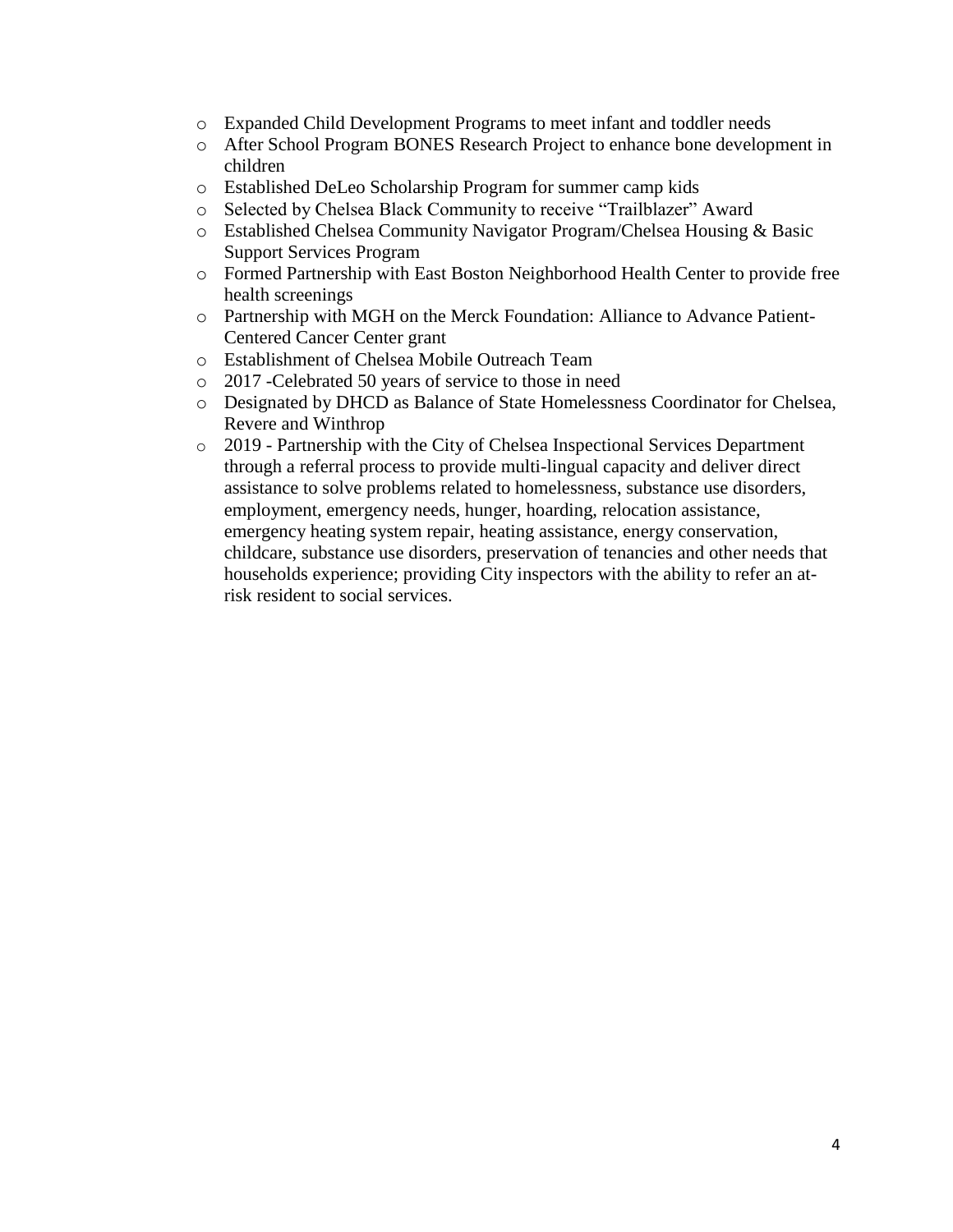- Expanded Child Development Programs to meet infant and toddler needs
- After School Program BONES Research Project to enhance bone development in children
- Established DeLeo Scholarship Program for summer camp kids
- Selected by Chelsea Black Community to receive "Trailblazer" Award
- Established Chelsea Community Navigator Program/Chelsea Housing & Basic Support Services Program
- Formed Partnership with East Boston Neighborhood Health Center to provide free health screenings
- Partnership with MGH on the Merck Foundation: Alliance to Advance Patient-Centered Cancer Center grant
- Establishment of Chelsea Mobile Outreach Team
- 2017 -Celebrated 50 years of service to those in need
- Designated by DHCD as Balance of State Homelessness Coordinator for Chelsea, Revere and Winthrop
- 2019 - Partnership with the City of Chelsea Inspectional Services Department through a referral process to provide multi-lingual capacity and deliver direct assistance to solve problems related to homelessness, substance use disorders, employment, emergency needs, hunger, hoarding, relocation assistance, emergency heating system repair, heating assistance, energy conservation, childcare, substance use disorders, preservation of tenancies and other needs that households experience; providing City inspectors with the ability to refer an at-risk resident to social services.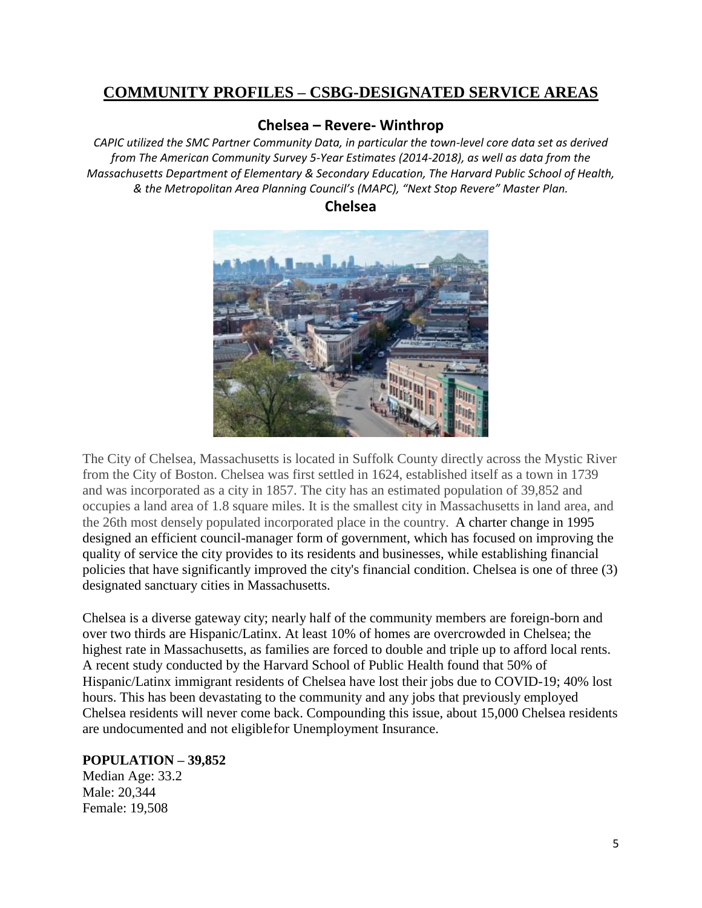# COMMUNITY PROFILES – CSBG-DESIGNATED SERVICE AREAS

## Chelsea – Revere- Winthrop

*CAPIC utilized the SMC Partner Community Data, in particular the town-level core data set as derived from The American Community Survey 5-Year Estimates (2014-2018), as well as data from the Massachusetts Department of Elementary & Secondary Education, The Harvard Public School of Health, & the Metropolitan Area Planning Council's (MAPC), "Next Stop Revere" Master Plan.*

## Chelsea

The City of Chelsea, Massachusetts is located in Suffolk County directly across the Mystic River from the City of Boston. Chelsea was first settled in 1624, established itself as a town in 1739 and was incorporated as a city in 1857. The city has an estimated population of 39,852 and occupies a land area of 1.8 square miles. It is the smallest city in Massachusetts in land area, and the 26th most densely populated incorporated place in the country. A charter change in 1995 designed an efficient council-manager form of government, which has focused on improving the quality of service the city provides to its residents and businesses, while establishing financial policies that have significantly improved the city's financial condition. Chelsea is one of three (3) designated sanctuary cities in Massachusetts.

Chelsea is a diverse gateway city; nearly half of the community members are foreign-born and over two thirds are Hispanic/Latinx. At least 10% of homes are overcrowded in Chelsea; the highest rate in Massachusetts, as families are forced to double and triple up to afford local rents. A recent study conducted by the Harvard School of Public Health found that 50% of Hispanic/Latinx immigrant residents of Chelsea have lost their jobs due to COVID-19; 40% lost hours. This has been devastating to the community and any jobs that previously employed Chelsea residents will never come back. Compounding this issue, about 15,000 Chelsea residents are undocumented and not eligiblefor Unemployment Insurance.

**POPULATION – 39,852**

Median Age: 33.2
Male: 20,344
Female: 19,508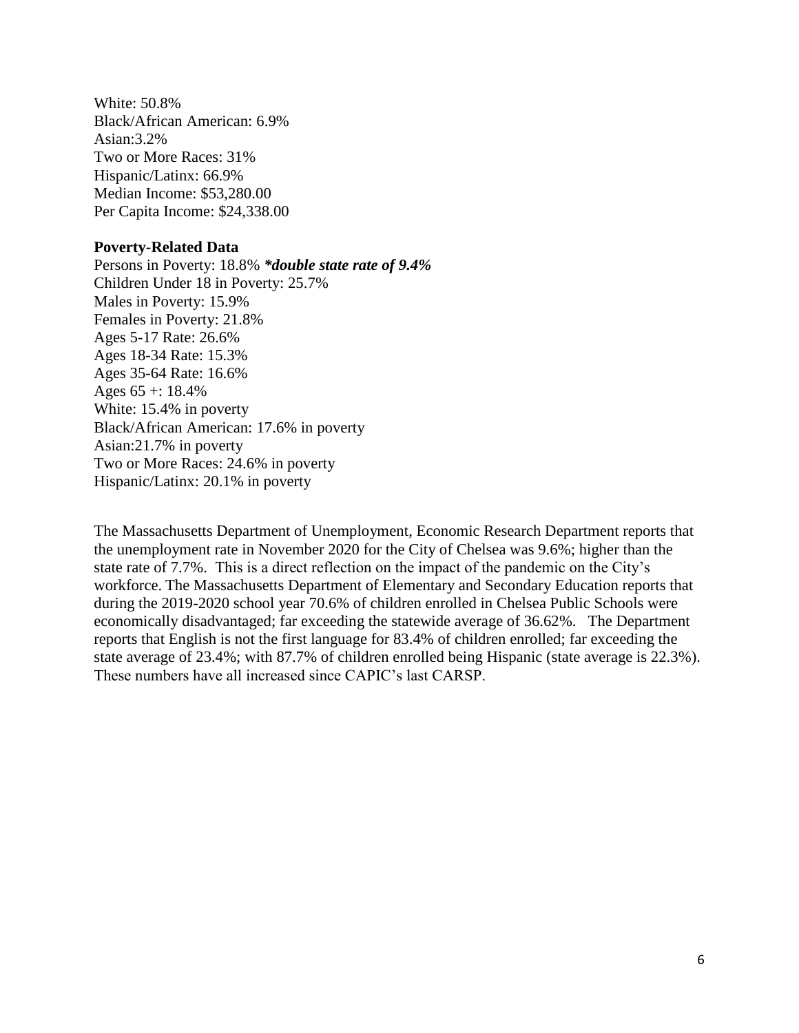White: 50.8%
Black/African American: 6.9%
Asian:3.2%
Two or More Races: 31%
Hispanic/Latinx: 66.9%
Median Income: $53,280.00
Per Capita Income: $24,338.00

**Poverty-Related Data**
Persons in Poverty: 18.8% ***double state rate of 9.4%***
Children Under 18 in Poverty: 25.7%
Males in Poverty: 15.9%
Females in Poverty: 21.8%
Ages 5-17 Rate: 26.6%
Ages 18-34 Rate: 15.3%
Ages 35-64 Rate: 16.6%
Ages 65 +: 18.4%
White: 15.4% in poverty
Black/African American: 17.6% in poverty
Asian:21.7% in poverty
Two or More Races: 24.6% in poverty
Hispanic/Latinx: 20.1% in poverty

The Massachusetts Department of Unemployment, Economic Research Department reports that the unemployment rate in November 2020 for the City of Chelsea was 9.6%; higher than the state rate of 7.7%. This is a direct reflection on the impact of the pandemic on the City's workforce. The Massachusetts Department of Elementary and Secondary Education reports that during the 2019-2020 school year 70.6% of children enrolled in Chelsea Public Schools were economically disadvantaged; far exceeding the statewide average of 36.62%. The Department reports that English is not the first language for 83.4% of children enrolled; far exceeding the state average of 23.4%; with 87.7% of children enrolled being Hispanic (state average is 22.3%). These numbers have all increased since CAPIC's last CARSP.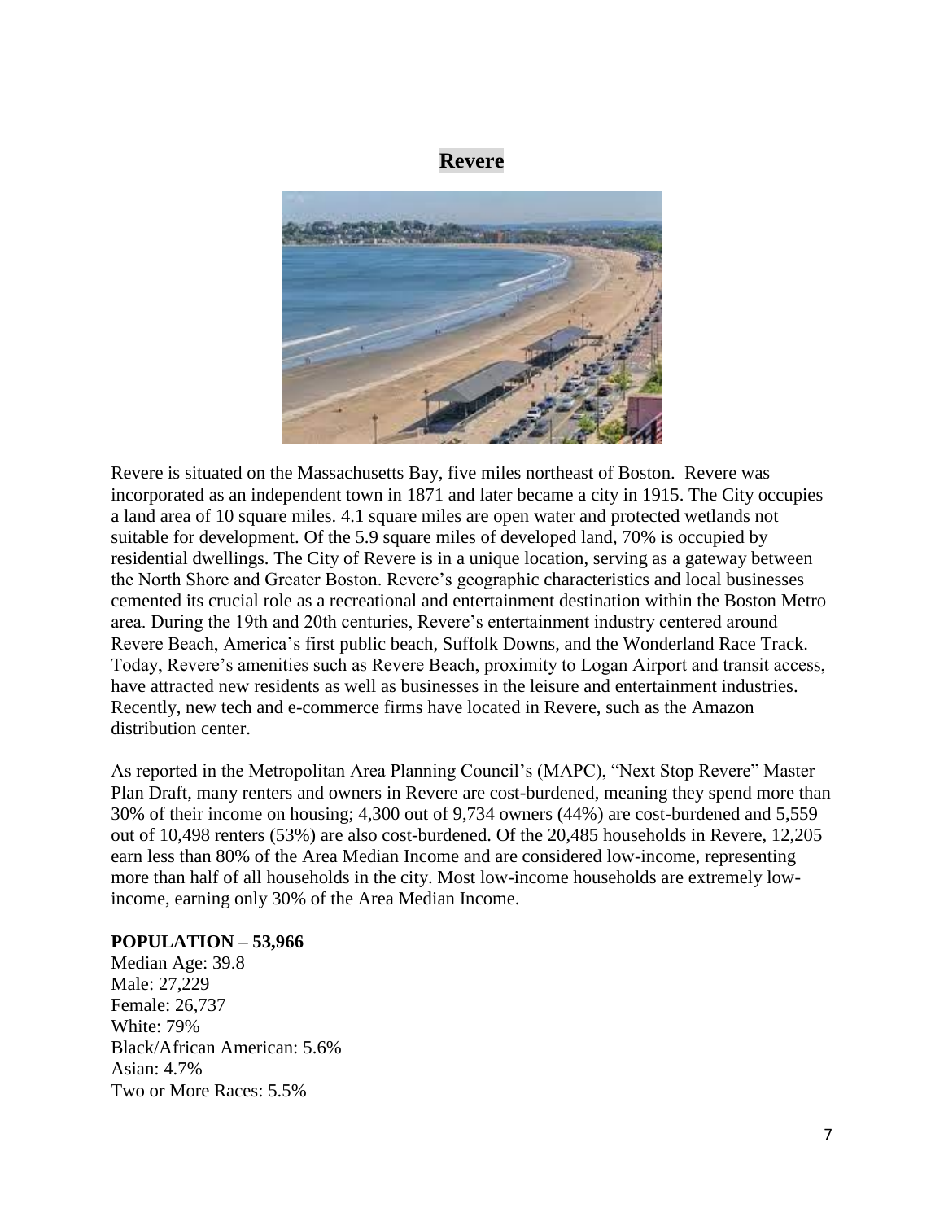# Revere

Revere is situated on the Massachusetts Bay, five miles northeast of Boston. Revere was incorporated as an independent town in 1871 and later became a city in 1915. The City occupies a land area of 10 square miles. 4.1 square miles are open water and protected wetlands not suitable for development. Of the 5.9 square miles of developed land, 70% is occupied by residential dwellings. The City of Revere is in a unique location, serving as a gateway between the North Shore and Greater Boston. Revere's geographic characteristics and local businesses cemented its crucial role as a recreational and entertainment destination within the Boston Metro area. During the 19th and 20th centuries, Revere's entertainment industry centered around Revere Beach, America's first public beach, Suffolk Downs, and the Wonderland Race Track. Today, Revere's amenities such as Revere Beach, proximity to Logan Airport and transit access, have attracted new residents as well as businesses in the leisure and entertainment industries. Recently, new tech and e-commerce firms have located in Revere, such as the Amazon distribution center.

As reported in the Metropolitan Area Planning Council's (MAPC), "Next Stop Revere" Master Plan Draft, many renters and owners in Revere are cost-burdened, meaning they spend more than 30% of their income on housing; 4,300 out of 9,734 owners (44%) are cost-burdened and 5,559 out of 10,498 renters (53%) are also cost-burdened. Of the 20,485 households in Revere, 12,205 earn less than 80% of the Area Median Income and are considered low-income, representing more than half of all households in the city. Most low-income households are extremely low-income, earning only 30% of the Area Median Income.

**POPULATION – 53,966**

Median Age: 39.8
Male: 27,229
Female: 26,737
White: 79%
Black/African American: 5.6%
Asian: 4.7%
Two or More Races: 5.5%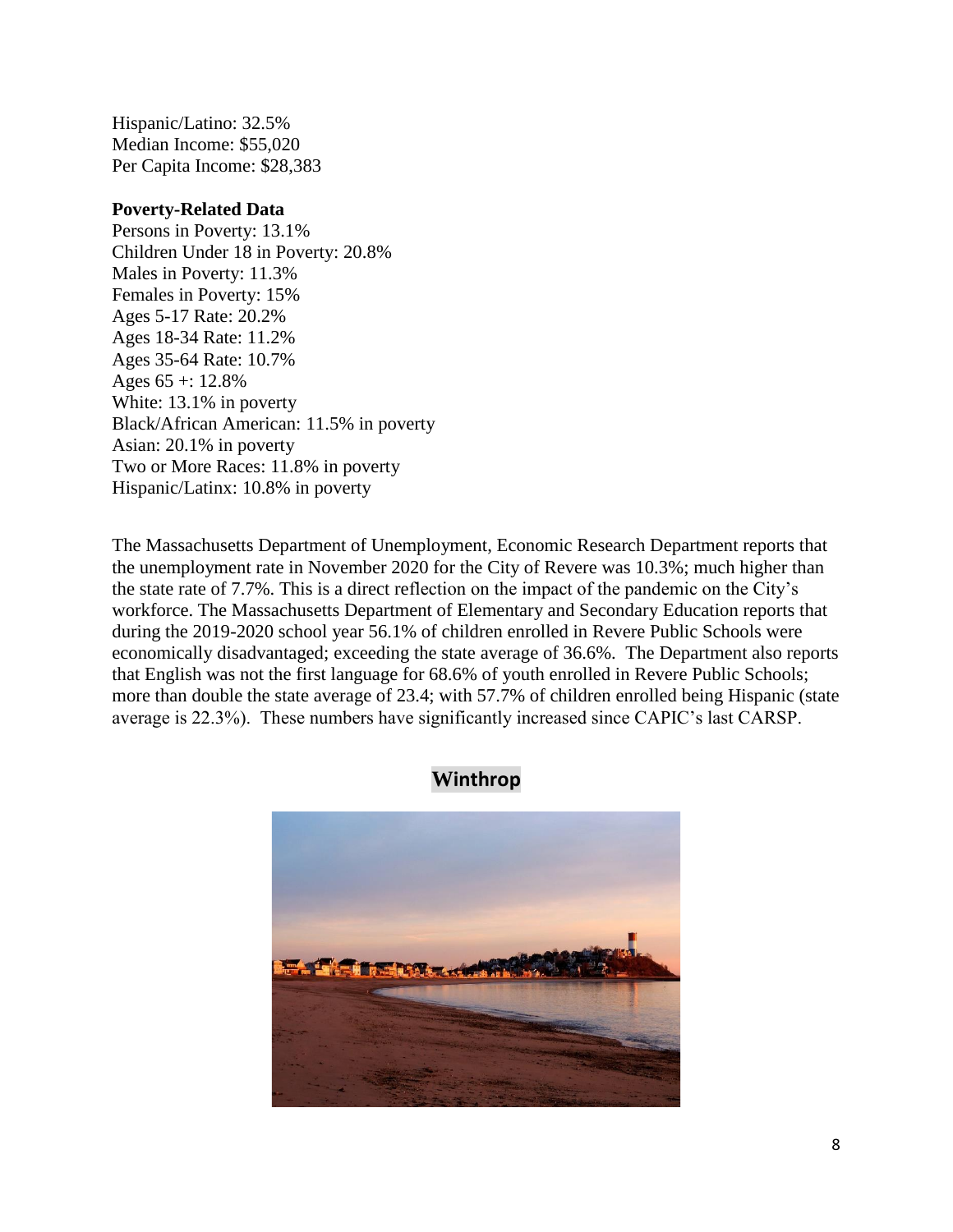Hispanic/Latino: 32.5%
Median Income: $55,020
Per Capita Income: $28,383

**Poverty-Related Data**
Persons in Poverty: 13.1%
Children Under 18 in Poverty: 20.8%
Males in Poverty: 11.3%
Females in Poverty: 15%
Ages 5-17 Rate: 20.2%
Ages 18-34 Rate: 11.2%
Ages 35-64 Rate: 10.7%
Ages 65 +: 12.8%
White: 13.1% in poverty
Black/African American: 11.5% in poverty
Asian: 20.1% in poverty
Two or More Races: 11.8% in poverty
Hispanic/Latinx: 10.8% in poverty

The Massachusetts Department of Unemployment, Economic Research Department reports that the unemployment rate in November 2020 for the City of Revere was 10.3%; much higher than the state rate of 7.7%. This is a direct reflection on the impact of the pandemic on the City's workforce. The Massachusetts Department of Elementary and Secondary Education reports that during the 2019-2020 school year 56.1% of children enrolled in Revere Public Schools were economically disadvantaged; exceeding the state average of 36.6%. The Department also reports that English was not the first language for 68.6% of youth enrolled in Revere Public Schools; more than double the state average of 23.4; with 57.7% of children enrolled being Hispanic (state average is 22.3%). These numbers have significantly increased since CAPIC's last CARSP.

## Winthrop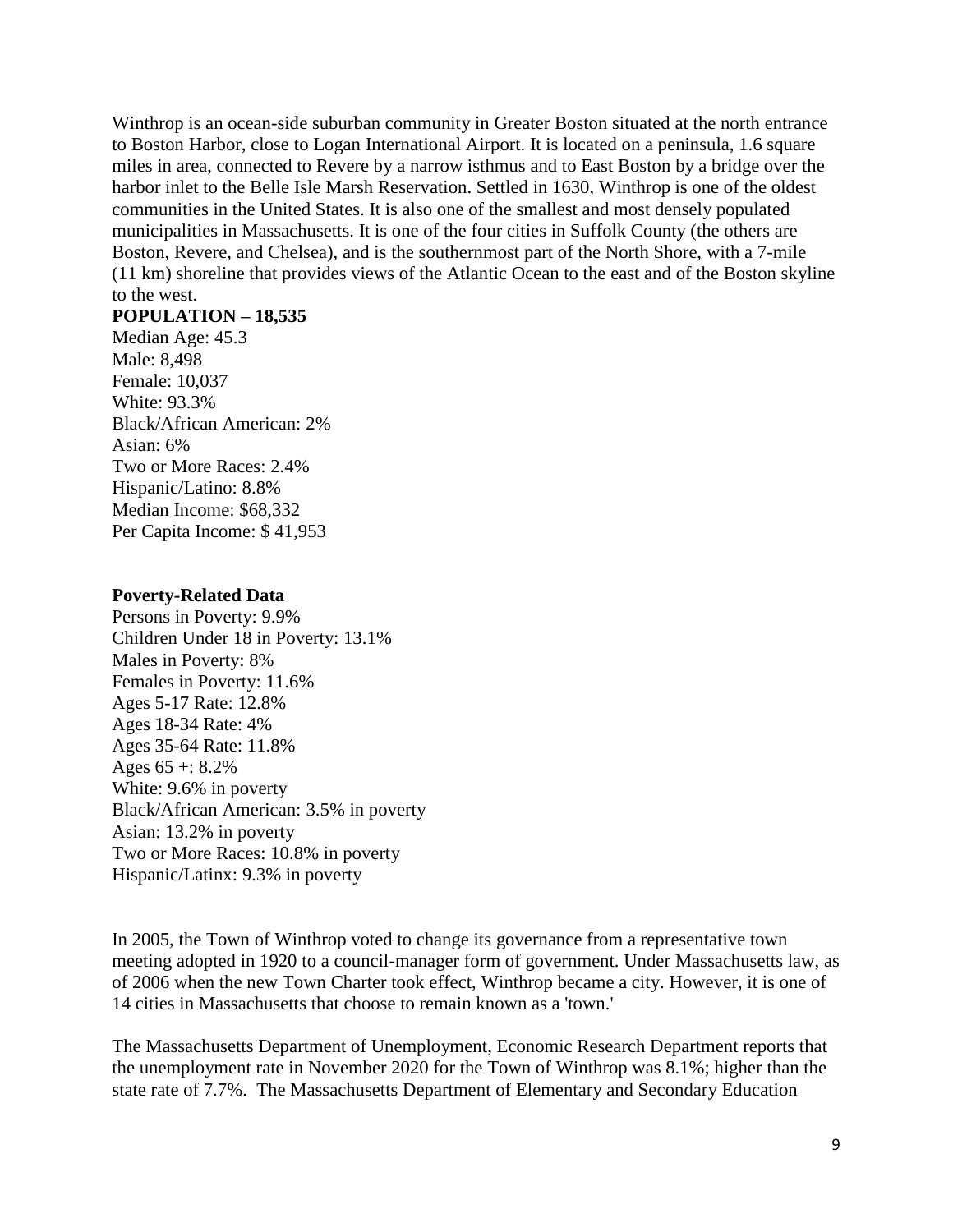Winthrop is an ocean-side suburban community in Greater Boston situated at the north entrance to Boston Harbor, close to Logan International Airport. It is located on a peninsula, 1.6 square miles in area, connected to Revere by a narrow isthmus and to East Boston by a bridge over the harbor inlet to the Belle Isle Marsh Reservation. Settled in 1630, Winthrop is one of the oldest communities in the United States. It is also one of the smallest and most densely populated municipalities in Massachusetts. It is one of the four cities in Suffolk County (the others are Boston, Revere, and Chelsea), and is the southernmost part of the North Shore, with a 7-mile (11 km) shoreline that provides views of the Atlantic Ocean to the east and of the Boston skyline to the west.

**POPULATION – 18,535**

Median Age: 45.3
Male: 8,498
Female: 10,037
White: 93.3%
Black/African American: 2%
Asian: 6%
Two or More Races: 2.4%
Hispanic/Latino: 8.8%
Median Income: $68,332
Per Capita Income: $ 41,953

**Poverty-Related Data**

Persons in Poverty: 9.9%
Children Under 18 in Poverty: 13.1%
Males in Poverty: 8%
Females in Poverty: 11.6%
Ages 5-17 Rate: 12.8%
Ages 18-34 Rate: 4%
Ages 35-64 Rate: 11.8%
Ages 65 +: 8.2%
White: 9.6% in poverty
Black/African American: 3.5% in poverty
Asian: 13.2% in poverty
Two or More Races: 10.8% in poverty
Hispanic/Latinx: 9.3% in poverty

In 2005, the Town of Winthrop voted to change its governance from a representative town meeting adopted in 1920 to a council-manager form of government. Under Massachusetts law, as of 2006 when the new Town Charter took effect, Winthrop became a city. However, it is one of 14 cities in Massachusetts that choose to remain known as a 'town.'

The Massachusetts Department of Unemployment, Economic Research Department reports that the unemployment rate in November 2020 for the Town of Winthrop was 8.1%; higher than the state rate of 7.7%. The Massachusetts Department of Elementary and Secondary Education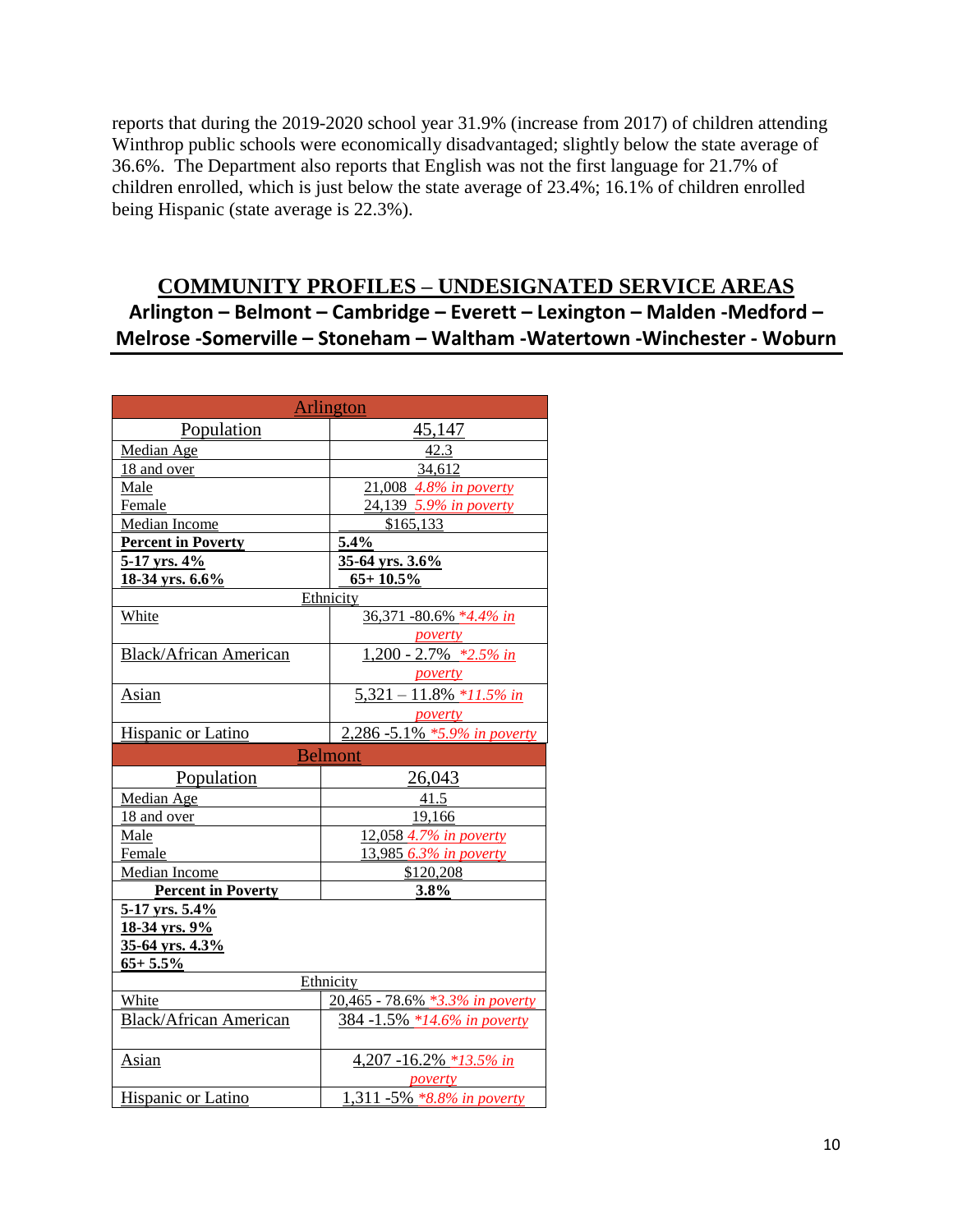reports that during the 2019-2020 school year 31.9% (increase from 2017) of children attending Winthrop public schools were economically disadvantaged; slightly below the state average of 36.6%. The Department also reports that English was not the first language for 21.7% of children enrolled, which is just below the state average of 23.4%; 16.1% of children enrolled being Hispanic (state average is 22.3%).

## COMMUNITY PROFILES – UNDESIGNATED SERVICE AREAS

### Arlington – Belmont – Cambridge – Everett – Lexington – Malden -Medford – Melrose -Somerville – Stoneham – Waltham -Watertown -Winchester - Woburn

| Arlington | |
|---|---|
| Population | 45,147 |
| Median Age | 42.3 |
| 18 and over | 34,612 |
| Male<br>Female | 21,008 *4.8% in poverty*<br>24,139 *5.9% in poverty* |
| Median Income | $165,133 |
| **Percent in Poverty** | **5.4%** |
| **5-17 yrs. 4%**<br>**18-34 yrs. 6.6%** | **35-64 yrs. 3.6%**<br>**65+ 10.5%** |
| Ethnicity | |
| White | 36,371 -80.6% *\*4.4% in poverty* |
| Black/African American | 1,200 - 2.7% *\*2.5% in poverty* |
| Asian | 5,321 – 11.8% *\*11.5% in poverty* |
| Hispanic or Latino | 2,286 -5.1% *\*5.9% in poverty* |

| Belmont | |
|---|---|
| Population | 26,043 |
| Median Age | 41.5 |
| 18 and over | 19,166 |
| Male<br>Female | 12,058 *4.7% in poverty*<br>13,985 *6.3% in poverty* |
| Median Income | $120,208 |
| **Percent in Poverty** | **3.8%** |
| **5-17 yrs. 5.4%**<br>**18-34 yrs. 9%**<br>**35-64 yrs. 4.3%**<br>**65+ 5.5%** | |
| Ethnicity | |
| White | 20,465 - 78.6% *\*3.3% in poverty* |
| Black/African American | 384 -1.5% *\*14.6% in poverty* |
| Asian | 4,207 -16.2% *\*13.5% in poverty* |
| Hispanic or Latino | 1,311 -5% *\*8.8% in poverty* |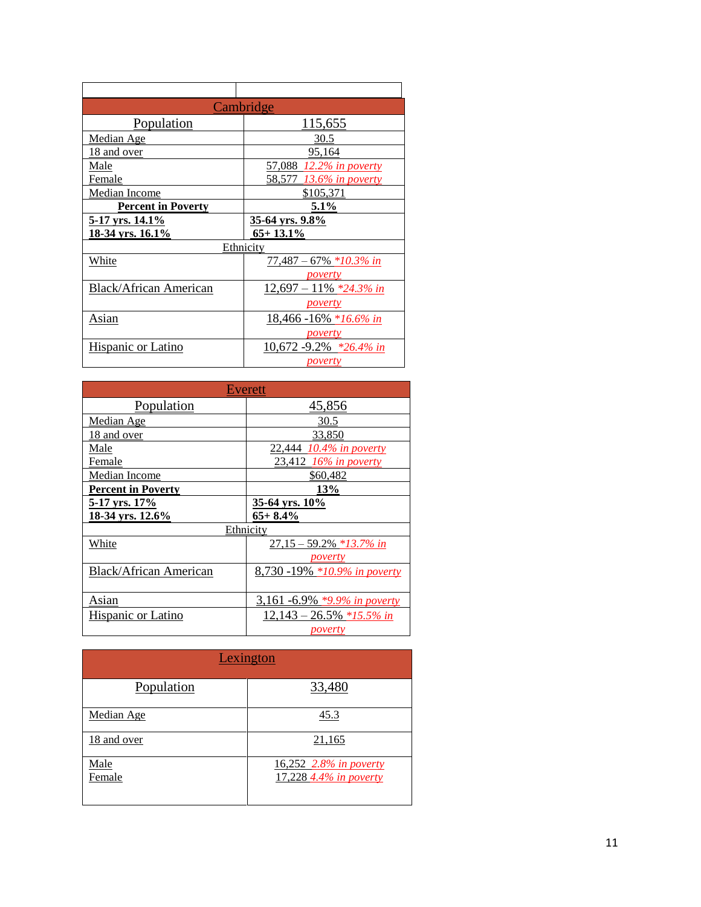| Cambridge | |
|---|---|
| Population | 115,655 |
| Median Age | 30.5 |
| 18 and over | 95,164 |
| Male<br>Female | 57,088 *12.2% in poverty*<br>58,577 *13.6% in poverty* |
| Median Income | $105,371 |
| **Percent in Poverty** | **5.1%** |
| **5-17 yrs. 14.1%**<br>**18-34 yrs. 16.1%** | **35-64 yrs. 9.8%**<br>**65+ 13.1%** |
| Ethnicity | |
| White | 77,487 – 67% *\*10.3% in poverty* |
| Black/African American | 12,697 – 11% *\*24.3% in poverty* |
| Asian | 18,466 -16% *\*16.6% in poverty* |
| Hispanic or Latino | 10,672 -9.2% *\*26.4% in poverty* |

| Everett | |
|---|---|
| Population | 45,856 |
| Median Age | 30.5 |
| 18 and over | 33,850 |
| Male<br>Female | 22,444 *10.4% in poverty*<br>23,412 *16% in poverty* |
| Median Income | $60,482 |
| **Percent in Poverty** | **13%** |
| **5-17 yrs. 17%**<br>**18-34 yrs. 12.6%** | **35-64 yrs. 10%**<br>**65+ 8.4%** |
| Ethnicity | |
| White | 27,15 – 59.2% *\*13.7% in poverty* |
| Black/African American | 8,730 -19% *\*10.9% in poverty* |
| Asian | 3,161 -6.9% *\*9.9% in poverty* |
| Hispanic or Latino | 12,143 – 26.5% *\*15.5% in poverty* |

| Lexington | |
|---|---|
| Population | 33,480 |
| Median Age | 45.3 |
| 18 and over | 21,165 |
| Male<br>Female | 16,252 *2.8% in poverty*<br>17,228 *4.4% in poverty* |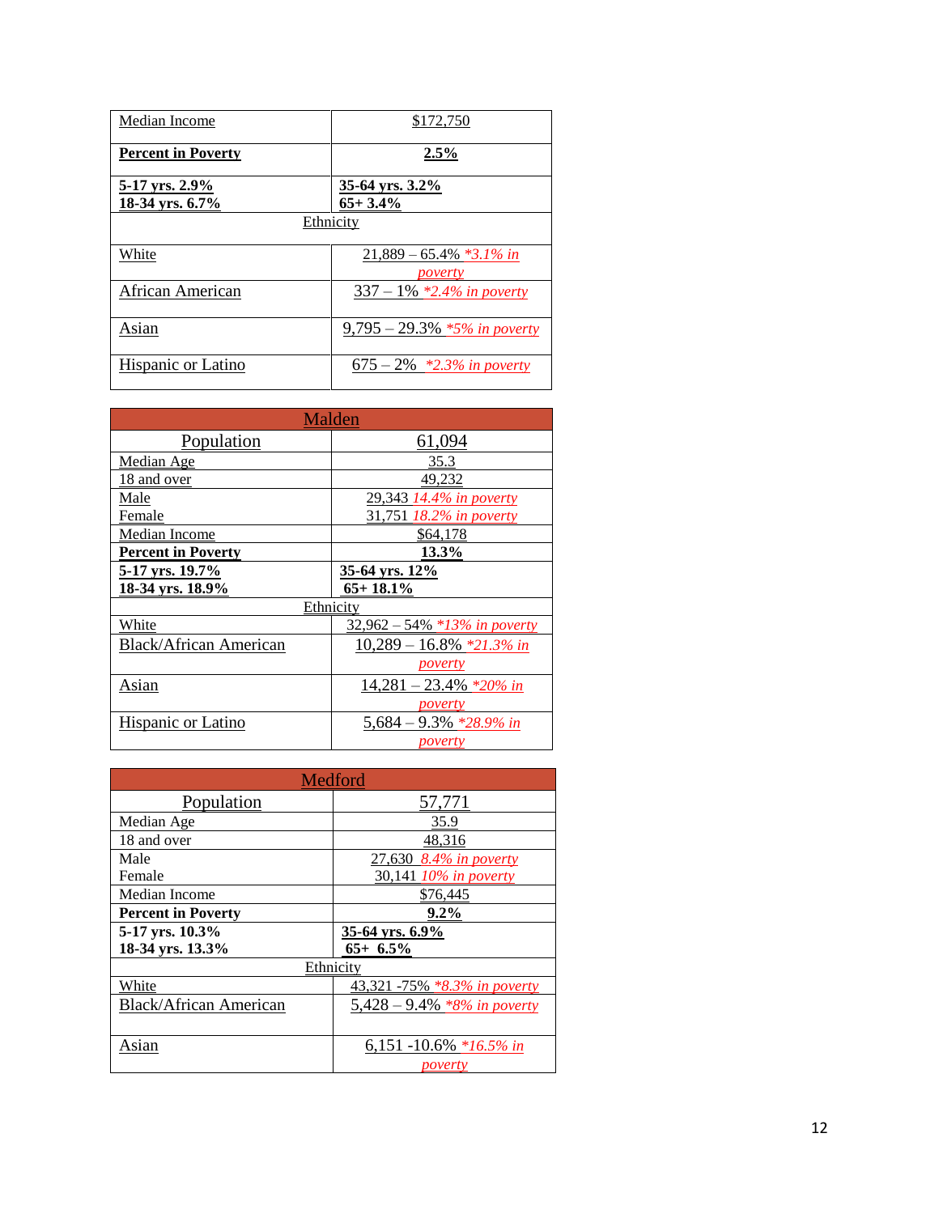| Median Income | $172,750 |
|---|---|
| **Percent in Poverty** | **2.5%** |
| **5-17 yrs. 2.9%**<br>**18-34 yrs. 6.7%** | **35-64 yrs. 3.2%**<br>**65+ 3.4%** |
| Ethnicity | |
| White | 21,889 – 65.4% *\*3.1% in poverty* |
| African American | 337 – 1% *\*2.4% in poverty* |
| Asian | 9,795 – 29.3% *\*5% in poverty* |
| Hispanic or Latino | 675 – 2% *\*2.3% in poverty* |

| Malden | |
|---|---|
| Population | 61,094 |
| Median Age | 35.3 |
| 18 and over | 49,232 |
| Male | 29,343 *14.4% in poverty* |
| Female | 31,751 *18.2% in poverty* |
| Median Income | $64,178 |
| **Percent in Poverty** | **13.3%** |
| **5-17 yrs. 19.7%**<br>**18-34 yrs. 18.9%** | **35-64 yrs. 12%**<br>**65+ 18.1%** |
| Ethnicity | |
| White | 32,962 – 54% *\*13% in poverty* |
| Black/African American | 10,289 – 16.8% *\*21.3% in poverty* |
| Asian | 14,281 – 23.4% *\*20% in poverty* |
| Hispanic or Latino | 5,684 – 9.3% *\*28.9% in poverty* |

| Medford | |
|---|---|
| Population | 57,771 |
| Median Age | 35.9 |
| 18 and over | 48,316 |
| Male<br>Female | 27,630 *8.4% in poverty*<br>30,141 *10% in poverty* |
| Median Income | $76,445 |
| **Percent in Poverty** | **9.2%** |
| **5-17 yrs. 10.3%**<br>**18-34 yrs. 13.3%** | **35-64 yrs. 6.9%**<br>**65+ 6.5%** |
| Ethnicity | |
| White | 43,321 -75% *\*8.3% in poverty* |
| Black/African American | 5,428 – 9.4% *\*8% in poverty* |
| Asian | 6,151 -10.6% *\*16.5% in poverty* |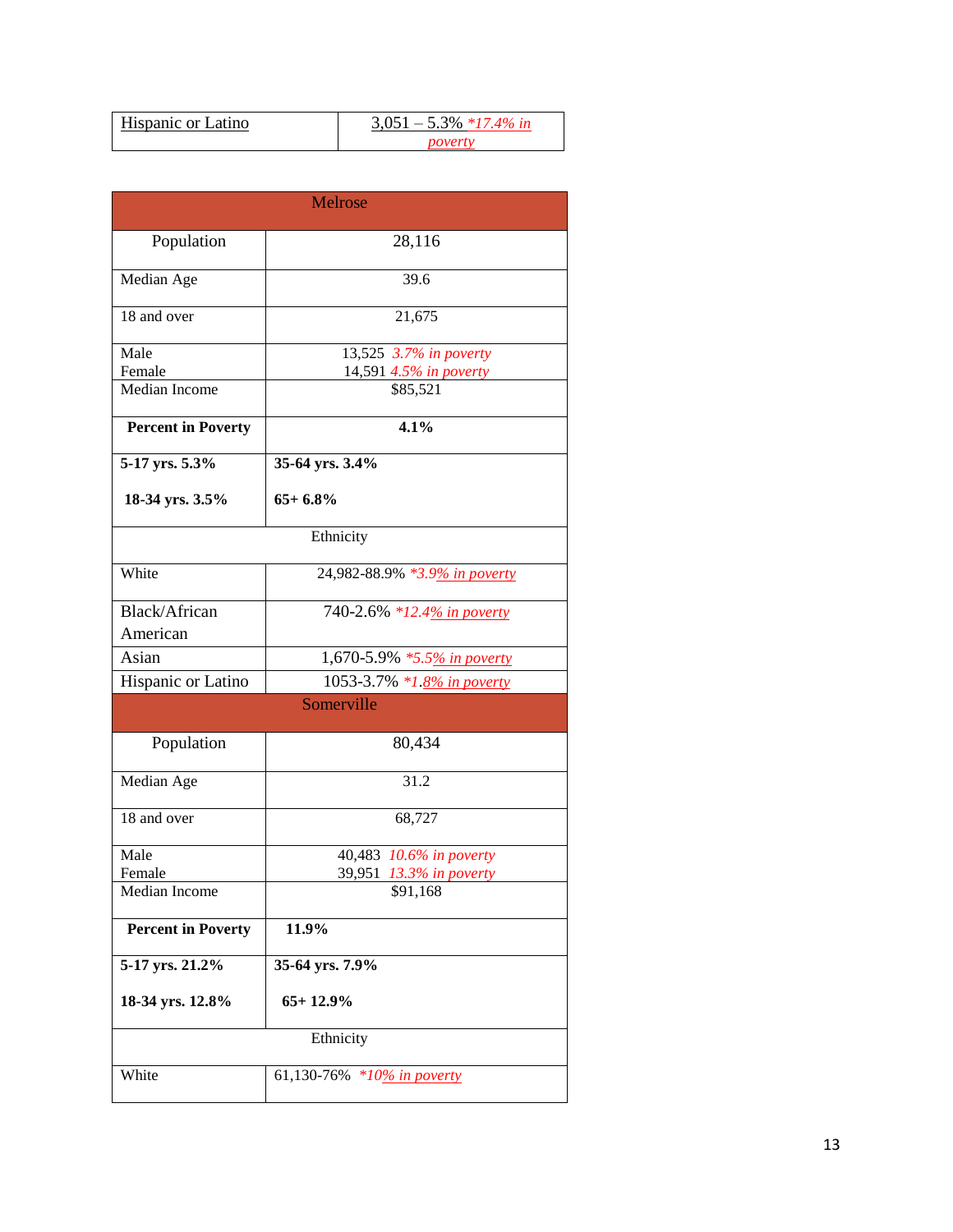| Hispanic or Latino | 3,051 – 5.3% *17.4% in poverty |
|---|---|

| Melrose | |
|---|---|
| Population | 28,116 |
| Median Age | 39.6 |
| 18 and over | 21,675 |
| Male<br>Female | 13,525 *3.7% in poverty*<br>14,591 *4.5% in poverty* |
| Median Income | $85,521 |
| **Percent in Poverty** | **4.1%** |
| **5-17 yrs. 5.3%**<br>**18-34 yrs. 3.5%** | **35-64 yrs. 3.4%**<br>**65+ 6.8%** |
| Ethnicity | |
| White | 24,982-88.9% *3.9% in poverty |
| Black/African American | 740-2.6% *12.4% in poverty |
| Asian | 1,670-5.9% *5.5% in poverty |
| Hispanic or Latino | 1053-3.7% *1.8% in poverty |

| Somerville | |
|---|---|
| Population | 80,434 |
| Median Age | 31.2 |
| 18 and over | 68,727 |
| Male<br>Female | 40,483 *10.6% in poverty*<br>39,951 *13.3% in poverty* |
| Median Income | $91,168 |
| **Percent in Poverty** | **11.9%** |
| **5-17 yrs. 21.2%**<br>**18-34 yrs. 12.8%** | **35-64 yrs. 7.9%**<br>**65+ 12.9%** |
| Ethnicity | |
| White | 61,130-76% *10% in poverty |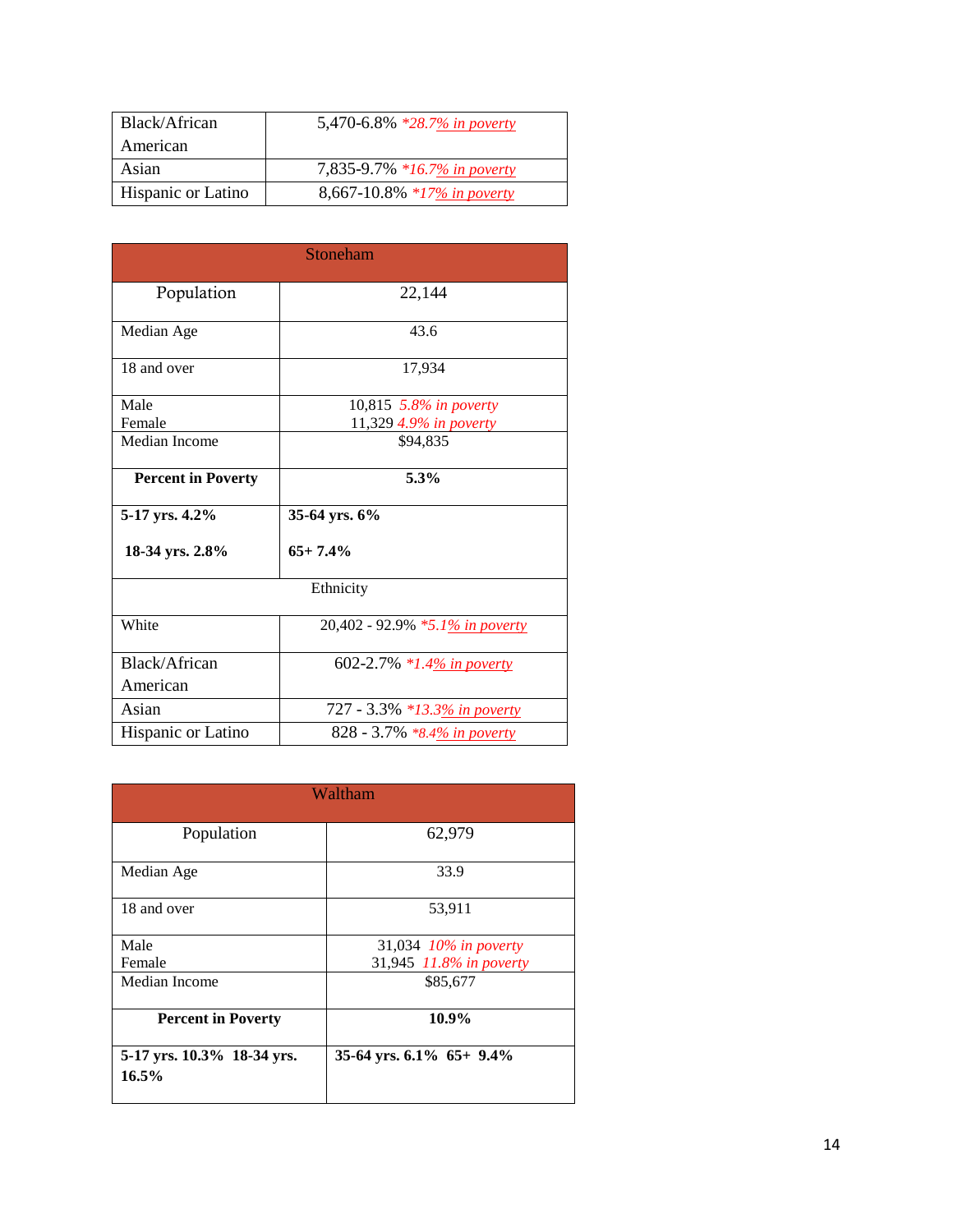| Black/African American | 5,470-6.8% *28.7% in poverty |
|---|---|
| Asian | 7,835-9.7% *16.7% in poverty |
| Hispanic or Latino | 8,667-10.8% *17% in poverty |

| Stoneham | |
|---|---|
| Population | 22,144 |
| Median Age | 43.6 |
| 18 and over | 17,934 |
| Male<br>Female | 10,815 5.8% in poverty<br>11,329 4.9% in poverty |
| Median Income | $94,835 |
| **Percent in Poverty** | **5.3%** |
| **5-17 yrs. 4.2%**<br>**18-34 yrs. 2.8%** | **35-64 yrs. 6%**<br>**65+ 7.4%** |
| Ethnicity | |
| White | 20,402 - 92.9% *5.1% in poverty |
| Black/African American | 602-2.7% *1.4% in poverty |
| Asian | 727 - 3.3% *13.3% in poverty |
| Hispanic or Latino | 828 - 3.7% *8.4% in poverty |

| Waltham | |
|---|---|
| Population | 62,979 |
| Median Age | 33.9 |
| 18 and over | 53,911 |
| Male<br>Female | 31,034 10% in poverty<br>31,945 11.8% in poverty |
| Median Income | $85,677 |
| **Percent in Poverty** | **10.9%** |
| **5-17 yrs. 10.3% 18-34 yrs. 16.5%** | **35-64 yrs. 6.1% 65+ 9.4%** |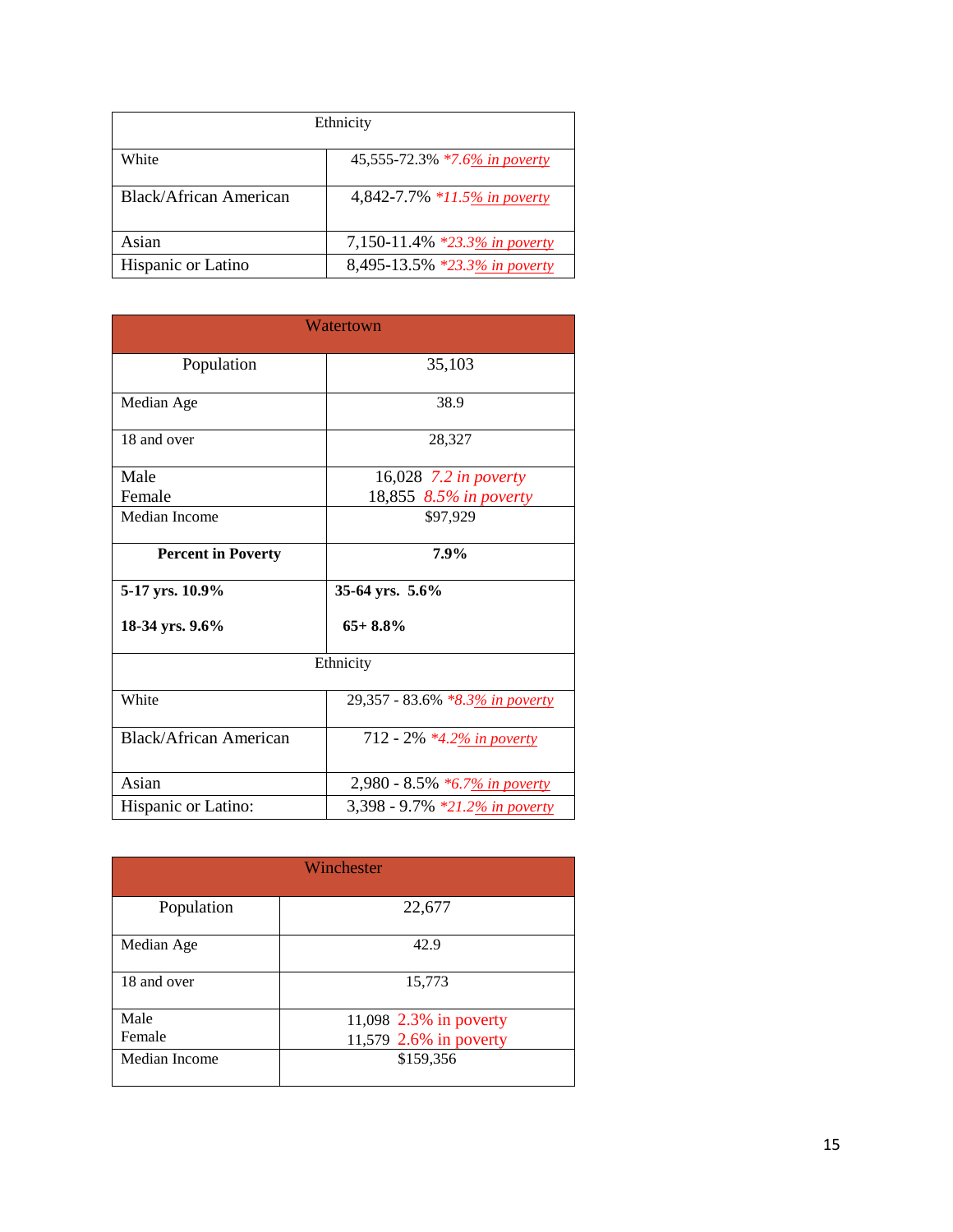| Ethnicity | |
|---|---|
| White | 45,555-72.3% *7.6% in poverty |
| Black/African American | 4,842-7.7% *11.5% in poverty |
| Asian | 7,150-11.4% *23.3% in poverty |
| Hispanic or Latino | 8,495-13.5% *23.3% in poverty |

| Watertown | |
|---|---|
| Population | 35,103 |
| Median Age | 38.9 |
| 18 and over | 28,327 |
| Male<br>Female | 16,028 7.2 in poverty<br>18,855 8.5% in poverty |
| Median Income | $97,929 |
| **Percent in Poverty** | **7.9%** |
| **5-17 yrs. 10.9%**<br><br>**18-34 yrs. 9.6%** | **35-64 yrs. 5.6%**<br><br>**65+ 8.8%** |
| Ethnicity | |
| White | 29,357 - 83.6% *8.3% in poverty |
| Black/African American | 712 - 2% *4.2% in poverty |
| Asian | 2,980 - 8.5% *6.7% in poverty |
| Hispanic or Latino: | 3,398 - 9.7% *21.2% in poverty |

| Winchester | |
|---|---|
| Population | 22,677 |
| Median Age | 42.9 |
| 18 and over | 15,773 |
| Male<br>Female | 11,098 2.3% in poverty<br>11,579 2.6% in poverty |
| Median Income | $159,356 |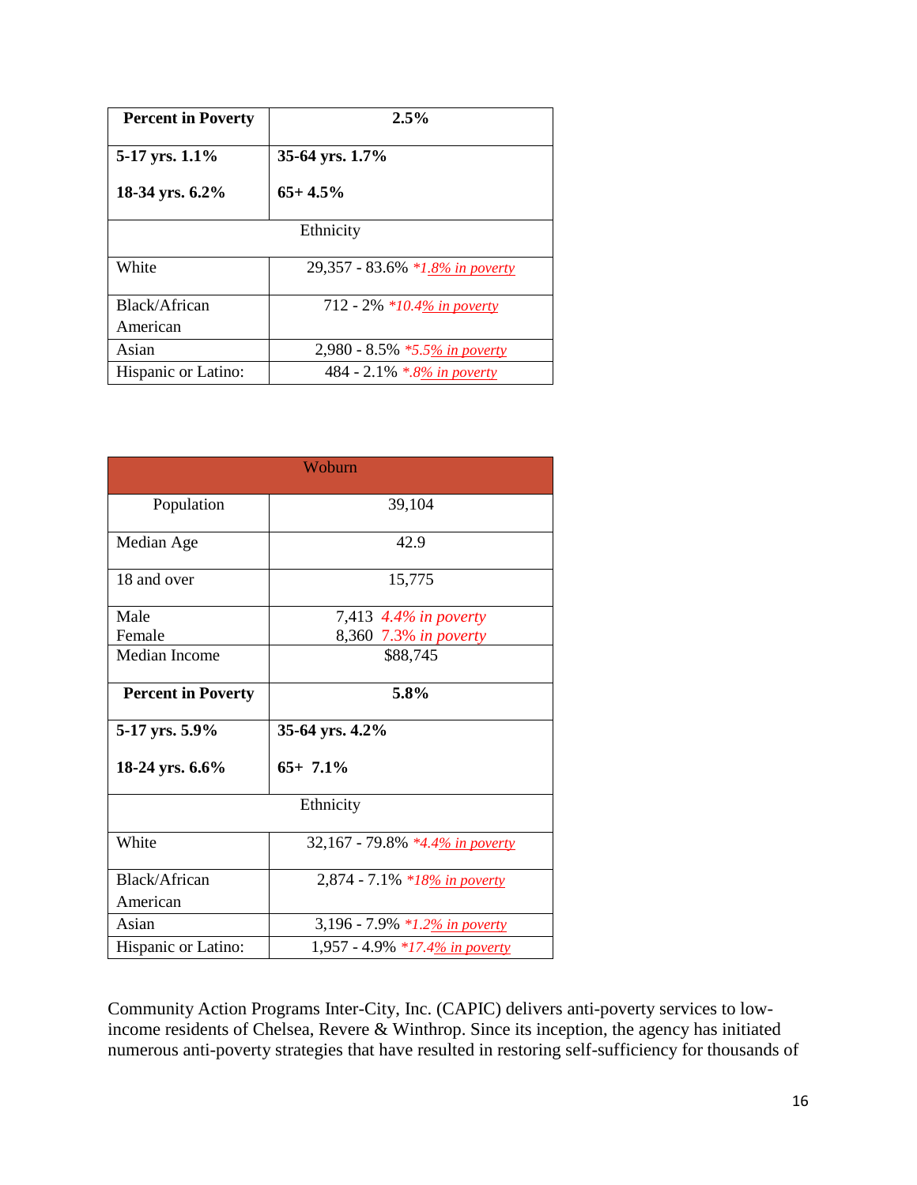| **Percent in Poverty** | **2.5%** |
|---|---|
| **5-17 yrs. 1.1%**<br><br>**18-34 yrs. 6.2%** | **35-64 yrs. 1.7%**<br><br>**65+ 4.5%** |
| Ethnicity | |
| White | 29,357 - 83.6% *1.8% in poverty* |
| Black/African American | 712 - 2% *10.4% in poverty* |
| Asian | 2,980 - 8.5% *5.5% in poverty* |
| Hispanic or Latino: | 484 - 2.1% *.8% in poverty* |

| Woburn | |
|---|---|
| Population | 39,104 |
| Median Age | 42.9 |
| 18 and over | 15,775 |
| Male<br>Female | 7,413 *4.4% in poverty*<br>8,360 *7.3% in poverty* |
| Median Income | $88,745 |
| **Percent in Poverty** | **5.8%** |
| **5-17 yrs. 5.9%**<br><br>**18-24 yrs. 6.6%** | **35-64 yrs. 4.2%**<br><br>**65+ 7.1%** |
| Ethnicity | |
| White | 32,167 - 79.8% *4.4% in poverty* |
| Black/African American | 2,874 - 7.1% *18% in poverty* |
| Asian | 3,196 - 7.9% *1.2% in poverty* |
| Hispanic or Latino: | 1,957 - 4.9% *17.4% in poverty* |

Community Action Programs Inter-City, Inc. (CAPIC) delivers anti-poverty services to low-income residents of Chelsea, Revere & Winthrop. Since its inception, the agency has initiated numerous anti-poverty strategies that have resulted in restoring self-sufficiency for thousands of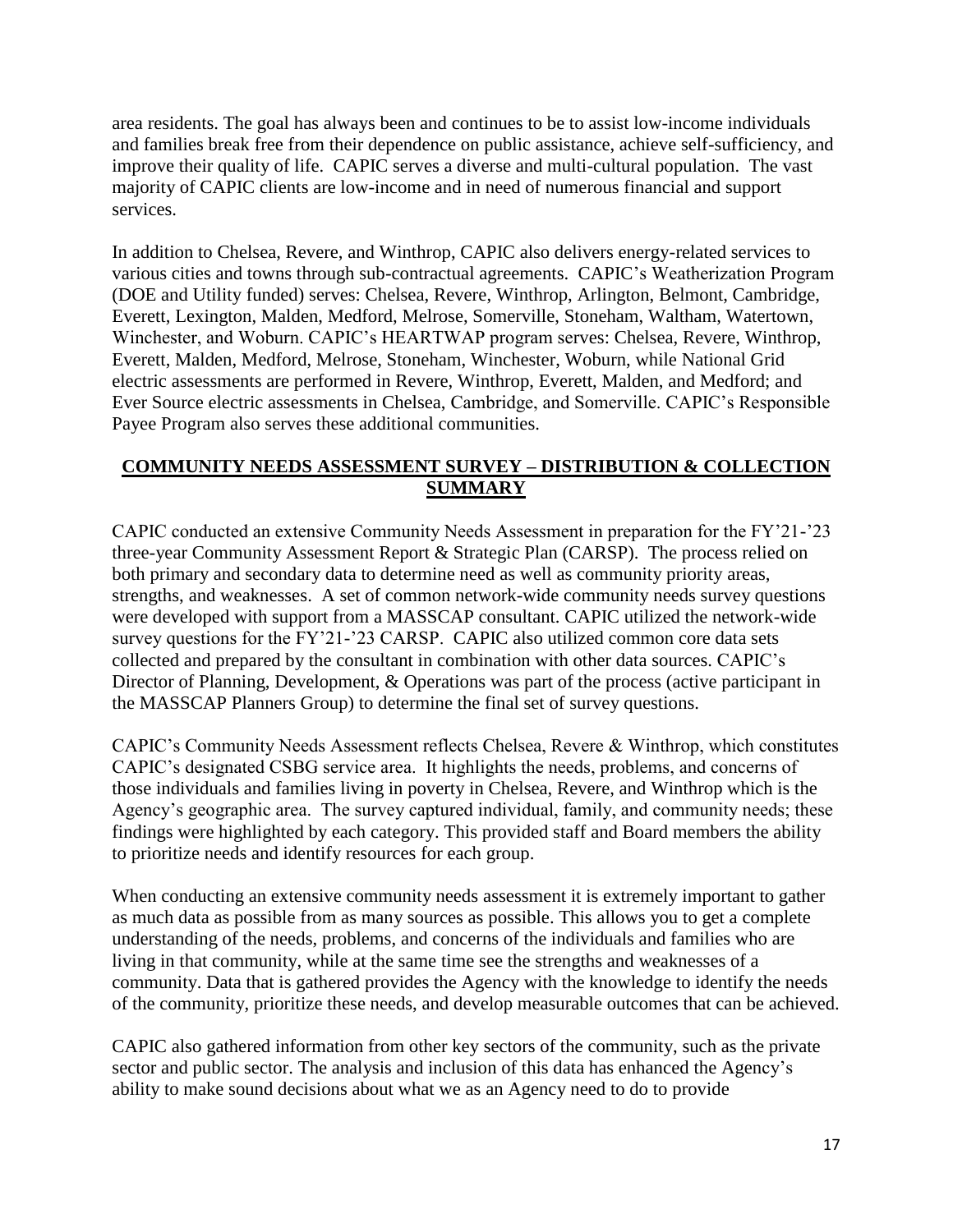area residents. The goal has always been and continues to be to assist low-income individuals and families break free from their dependence on public assistance, achieve self-sufficiency, and improve their quality of life. CAPIC serves a diverse and multi-cultural population. The vast majority of CAPIC clients are low-income and in need of numerous financial and support services.

In addition to Chelsea, Revere, and Winthrop, CAPIC also delivers energy-related services to various cities and towns through sub-contractual agreements. CAPIC's Weatherization Program (DOE and Utility funded) serves: Chelsea, Revere, Winthrop, Arlington, Belmont, Cambridge, Everett, Lexington, Malden, Medford, Melrose, Somerville, Stoneham, Waltham, Watertown, Winchester, and Woburn. CAPIC's HEARTWAP program serves: Chelsea, Revere, Winthrop, Everett, Malden, Medford, Melrose, Stoneham, Winchester, Woburn, while National Grid electric assessments are performed in Revere, Winthrop, Everett, Malden, and Medford; and Ever Source electric assessments in Chelsea, Cambridge, and Somerville. CAPIC's Responsible Payee Program also serves these additional communities.

## COMMUNITY NEEDS ASSESSMENT SURVEY – DISTRIBUTION & COLLECTION SUMMARY

CAPIC conducted an extensive Community Needs Assessment in preparation for the FY'21-'23 three-year Community Assessment Report & Strategic Plan (CARSP). The process relied on both primary and secondary data to determine need as well as community priority areas, strengths, and weaknesses. A set of common network-wide community needs survey questions were developed with support from a MASSCAP consultant. CAPIC utilized the network-wide survey questions for the FY'21-'23 CARSP. CAPIC also utilized common core data sets collected and prepared by the consultant in combination with other data sources. CAPIC's Director of Planning, Development, & Operations was part of the process (active participant in the MASSCAP Planners Group) to determine the final set of survey questions.

CAPIC's Community Needs Assessment reflects Chelsea, Revere & Winthrop, which constitutes CAPIC's designated CSBG service area. It highlights the needs, problems, and concerns of those individuals and families living in poverty in Chelsea, Revere, and Winthrop which is the Agency's geographic area. The survey captured individual, family, and community needs; these findings were highlighted by each category. This provided staff and Board members the ability to prioritize needs and identify resources for each group.

When conducting an extensive community needs assessment it is extremely important to gather as much data as possible from as many sources as possible. This allows you to get a complete understanding of the needs, problems, and concerns of the individuals and families who are living in that community, while at the same time see the strengths and weaknesses of a community. Data that is gathered provides the Agency with the knowledge to identify the needs of the community, prioritize these needs, and develop measurable outcomes that can be achieved.

CAPIC also gathered information from other key sectors of the community, such as the private sector and public sector. The analysis and inclusion of this data has enhanced the Agency's ability to make sound decisions about what we as an Agency need to do to provide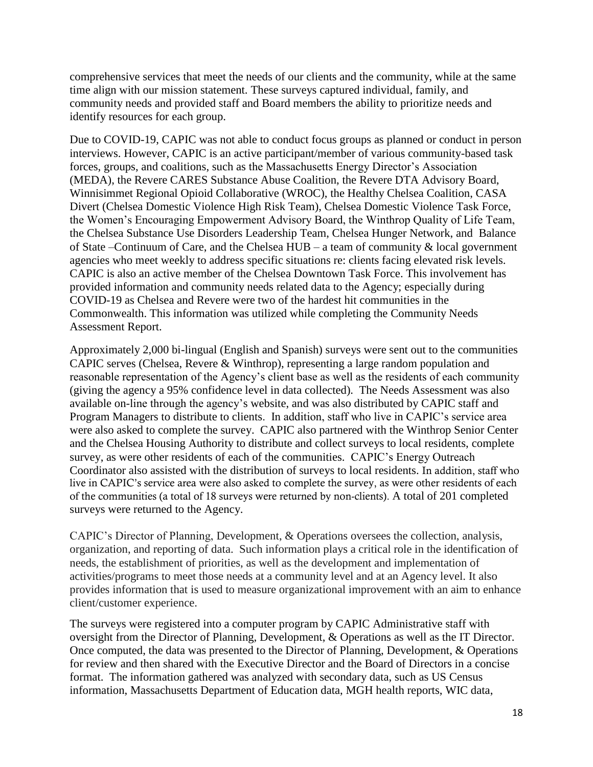comprehensive services that meet the needs of our clients and the community, while at the same time align with our mission statement. These surveys captured individual, family, and community needs and provided staff and Board members the ability to prioritize needs and identify resources for each group.

Due to COVID-19, CAPIC was not able to conduct focus groups as planned or conduct in person interviews. However, CAPIC is an active participant/member of various community-based task forces, groups, and coalitions, such as the Massachusetts Energy Director's Association (MEDA), the Revere CARES Substance Abuse Coalition, the Revere DTA Advisory Board, Winnisimmet Regional Opioid Collaborative (WROC), the Healthy Chelsea Coalition, CASA Divert (Chelsea Domestic Violence High Risk Team), Chelsea Domestic Violence Task Force, the Women's Encouraging Empowerment Advisory Board, the Winthrop Quality of Life Team, the Chelsea Substance Use Disorders Leadership Team, Chelsea Hunger Network, and Balance of State –Continuum of Care, and the Chelsea HUB – a team of community & local government agencies who meet weekly to address specific situations re: clients facing elevated risk levels. CAPIC is also an active member of the Chelsea Downtown Task Force. This involvement has provided information and community needs related data to the Agency; especially during COVID-19 as Chelsea and Revere were two of the hardest hit communities in the Commonwealth. This information was utilized while completing the Community Needs Assessment Report.

Approximately 2,000 bi-lingual (English and Spanish) surveys were sent out to the communities CAPIC serves (Chelsea, Revere & Winthrop), representing a large random population and reasonable representation of the Agency's client base as well as the residents of each community (giving the agency a 95% confidence level in data collected). The Needs Assessment was also available on-line through the agency's website, and was also distributed by CAPIC staff and Program Managers to distribute to clients. In addition, staff who live in CAPIC's service area were also asked to complete the survey. CAPIC also partnered with the Winthrop Senior Center and the Chelsea Housing Authority to distribute and collect surveys to local residents, complete survey, as were other residents of each of the communities. CAPIC's Energy Outreach Coordinator also assisted with the distribution of surveys to local residents. In addition, staff who live in CAPIC's service area were also asked to complete the survey, as were other residents of each of the communities (a total of 18 surveys were returned by non-clients). A total of 201 completed surveys were returned to the Agency.

CAPIC's Director of Planning, Development, & Operations oversees the collection, analysis, organization, and reporting of data. Such information plays a critical role in the identification of needs, the establishment of priorities, as well as the development and implementation of activities/programs to meet those needs at a community level and at an Agency level. It also provides information that is used to measure organizational improvement with an aim to enhance client/customer experience.

The surveys were registered into a computer program by CAPIC Administrative staff with oversight from the Director of Planning, Development, & Operations as well as the IT Director. Once computed, the data was presented to the Director of Planning, Development, & Operations for review and then shared with the Executive Director and the Board of Directors in a concise format. The information gathered was analyzed with secondary data, such as US Census information, Massachusetts Department of Education data, MGH health reports, WIC data,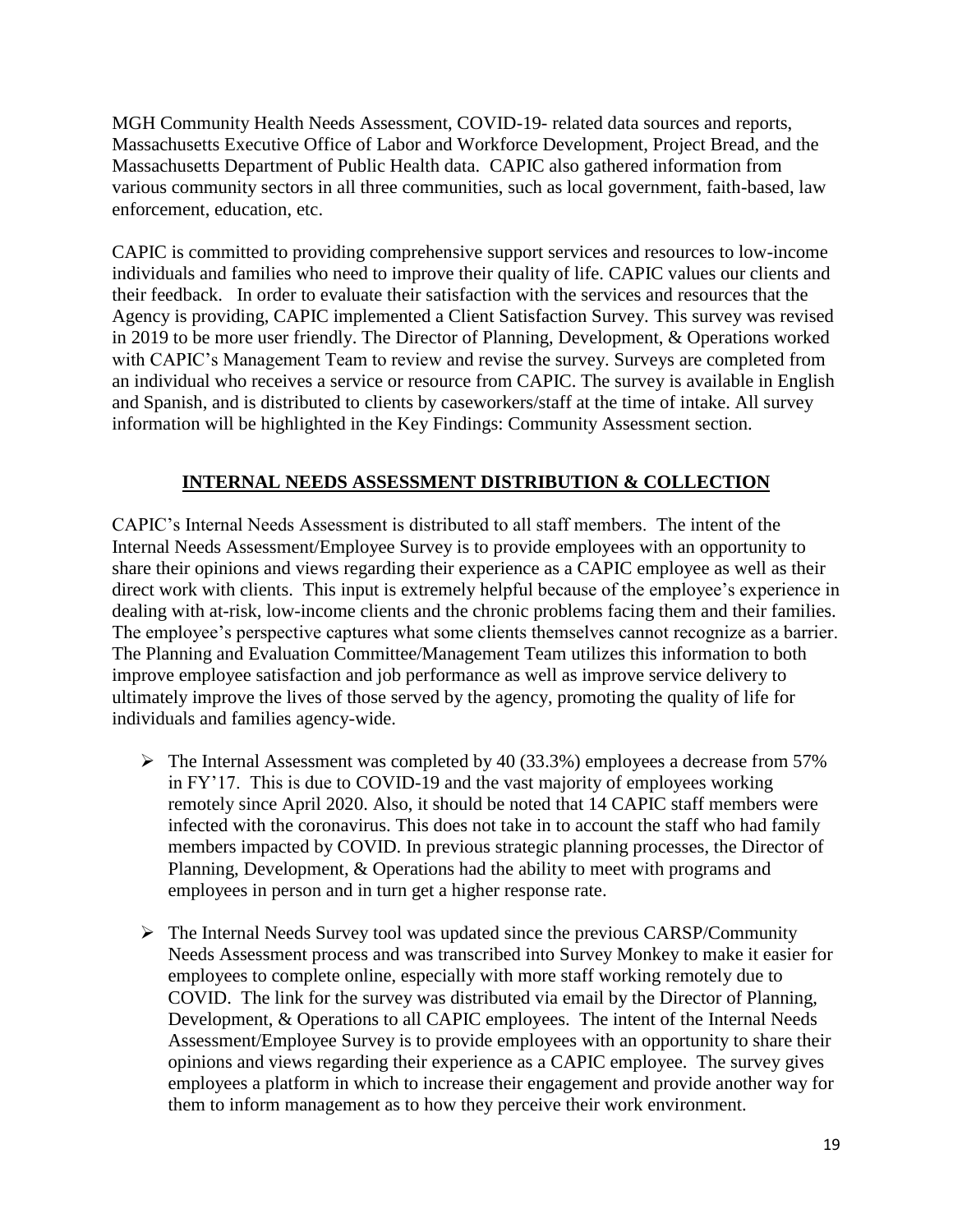MGH Community Health Needs Assessment, COVID-19- related data sources and reports, Massachusetts Executive Office of Labor and Workforce Development, Project Bread, and the Massachusetts Department of Public Health data. CAPIC also gathered information from various community sectors in all three communities, such as local government, faith-based, law enforcement, education, etc.

CAPIC is committed to providing comprehensive support services and resources to low-income individuals and families who need to improve their quality of life. CAPIC values our clients and their feedback. In order to evaluate their satisfaction with the services and resources that the Agency is providing, CAPIC implemented a Client Satisfaction Survey. This survey was revised in 2019 to be more user friendly. The Director of Planning, Development, & Operations worked with CAPIC's Management Team to review and revise the survey. Surveys are completed from an individual who receives a service or resource from CAPIC. The survey is available in English and Spanish, and is distributed to clients by caseworkers/staff at the time of intake. All survey information will be highlighted in the Key Findings: Community Assessment section.

## INTERNAL NEEDS ASSESSMENT DISTRIBUTION & COLLECTION

CAPIC's Internal Needs Assessment is distributed to all staff members. The intent of the Internal Needs Assessment/Employee Survey is to provide employees with an opportunity to share their opinions and views regarding their experience as a CAPIC employee as well as their direct work with clients. This input is extremely helpful because of the employee's experience in dealing with at-risk, low-income clients and the chronic problems facing them and their families. The employee's perspective captures what some clients themselves cannot recognize as a barrier. The Planning and Evaluation Committee/Management Team utilizes this information to both improve employee satisfaction and job performance as well as improve service delivery to ultimately improve the lives of those served by the agency, promoting the quality of life for individuals and families agency-wide.

- The Internal Assessment was completed by 40 (33.3%) employees a decrease from 57% in FY'17. This is due to COVID-19 and the vast majority of employees working remotely since April 2020. Also, it should be noted that 14 CAPIC staff members were infected with the coronavirus. This does not take in to account the staff who had family members impacted by COVID. In previous strategic planning processes, the Director of Planning, Development, & Operations had the ability to meet with programs and employees in person and in turn get a higher response rate.

- The Internal Needs Survey tool was updated since the previous CARSP/Community Needs Assessment process and was transcribed into Survey Monkey to make it easier for employees to complete online, especially with more staff working remotely due to COVID. The link for the survey was distributed via email by the Director of Planning, Development, & Operations to all CAPIC employees. The intent of the Internal Needs Assessment/Employee Survey is to provide employees with an opportunity to share their opinions and views regarding their experience as a CAPIC employee. The survey gives employees a platform in which to increase their engagement and provide another way for them to inform management as to how they perceive their work environment.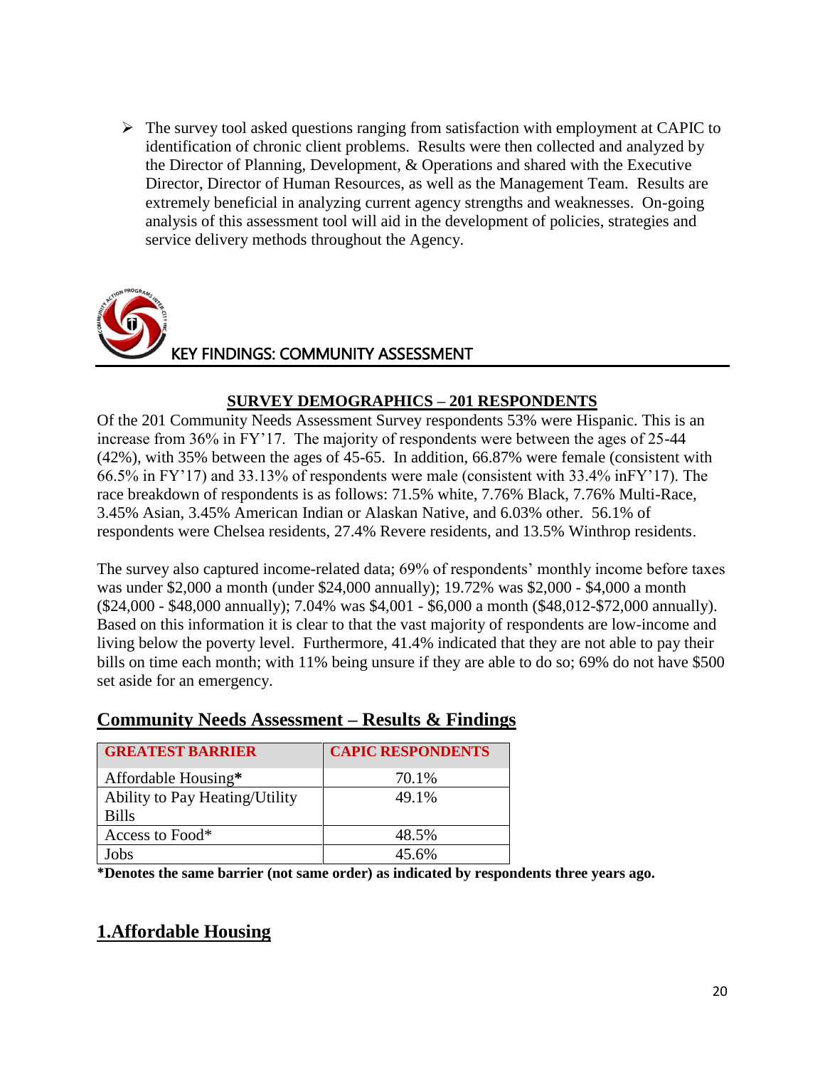- The survey tool asked questions ranging from satisfaction with employment at CAPIC to identification of chronic client problems. Results were then collected and analyzed by the Director of Planning, Development, & Operations and shared with the Executive Director, Director of Human Resources, as well as the Management Team. Results are extremely beneficial in analyzing current agency strengths and weaknesses. On-going analysis of this assessment tool will aid in the development of policies, strategies and service delivery methods throughout the Agency.

## KEY FINDINGS: COMMUNITY ASSESSMENT

### SURVEY DEMOGRAPHICS – 201 RESPONDENTS

Of the 201 Community Needs Assessment Survey respondents 53% were Hispanic. This is an increase from 36% in FY'17. The majority of respondents were between the ages of 25-44 (42%), with 35% between the ages of 45-65. In addition, 66.87% were female (consistent with 66.5% in FY'17) and 33.13% of respondents were male (consistent with 33.4% inFY'17). The race breakdown of respondents is as follows: 71.5% white, 7.76% Black, 7.76% Multi-Race, 3.45% Asian, 3.45% American Indian or Alaskan Native, and 6.03% other. 56.1% of respondents were Chelsea residents, 27.4% Revere residents, and 13.5% Winthrop residents.

The survey also captured income-related data; 69% of respondents' monthly income before taxes was under $2,000 a month (under $24,000 annually); 19.72% was $2,000 - $4,000 a month ($24,000 - $48,000 annually); 7.04% was $4,001 - $6,000 a month ($48,012-$72,000 annually). Based on this information it is clear to that the vast majority of respondents are low-income and living below the poverty level. Furthermore, 41.4% indicated that they are not able to pay their bills on time each month; with 11% being unsure if they are able to do so; 69% do not have $500 set aside for an emergency.

## Community Needs Assessment – Results & Findings

| GREATEST BARRIER | CAPIC RESPONDENTS |
|---|---|
| Affordable Housing* | 70.1% |
| Ability to Pay Heating/Utility Bills | 49.1% |
| Access to Food* | 48.5% |
| Jobs | 45.6% |

**\*Denotes the same barrier (not same order) as indicated by respondents three years ago.**

## 1.Affordable Housing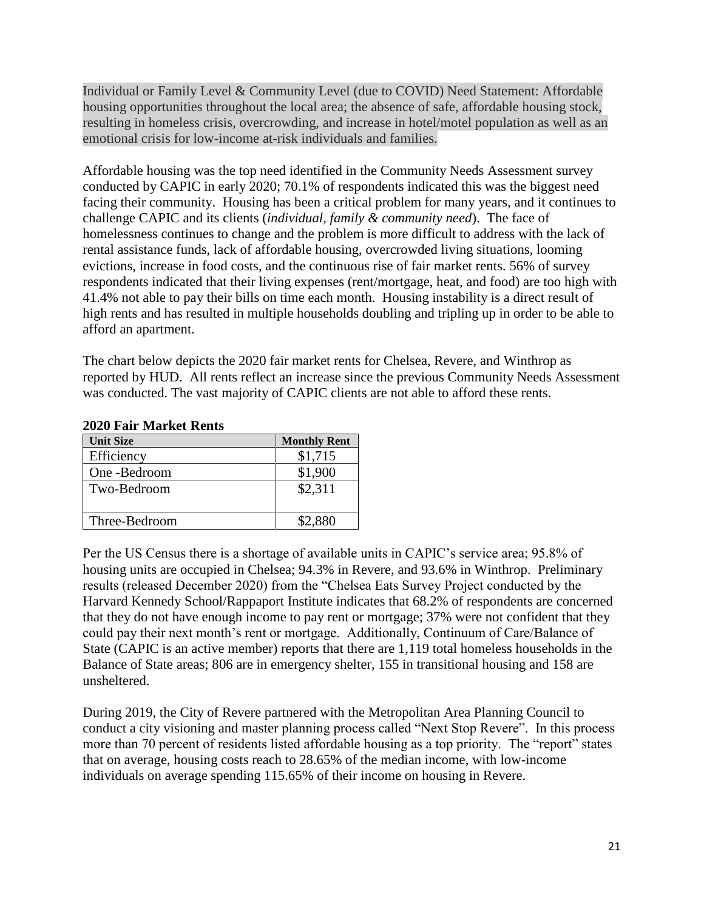Individual or Family Level & Community Level (due to COVID) Need Statement: Affordable housing opportunities throughout the local area; the absence of safe, affordable housing stock, resulting in homeless crisis, overcrowding, and increase in hotel/motel population as well as an emotional crisis for low-income at-risk individuals and families.

Affordable housing was the top need identified in the Community Needs Assessment survey conducted by CAPIC in early 2020; 70.1% of respondents indicated this was the biggest need facing their community. Housing has been a critical problem for many years, and it continues to challenge CAPIC and its clients (*individual, family & community need*). The face of homelessness continues to change and the problem is more difficult to address with the lack of rental assistance funds, lack of affordable housing, overcrowded living situations, looming evictions, increase in food costs, and the continuous rise of fair market rents. 56% of survey respondents indicated that their living expenses (rent/mortgage, heat, and food) are too high with 41.4% not able to pay their bills on time each month. Housing instability is a direct result of high rents and has resulted in multiple households doubling and tripling up in order to be able to afford an apartment.

The chart below depicts the 2020 fair market rents for Chelsea, Revere, and Winthrop as reported by HUD. All rents reflect an increase since the previous Community Needs Assessment was conducted. The vast majority of CAPIC clients are not able to afford these rents.

**2020 Fair Market Rents**

| Unit Size | Monthly Rent |
|---|---|
| Efficiency | $1,715 |
| One -Bedroom | $1,900 |
| Two-Bedroom | $2,311 |
| Three-Bedroom | $2,880 |

Per the US Census there is a shortage of available units in CAPIC's service area; 95.8% of housing units are occupied in Chelsea; 94.3% in Revere, and 93.6% in Winthrop. Preliminary results (released December 2020) from the "Chelsea Eats Survey Project conducted by the Harvard Kennedy School/Rappaport Institute indicates that 68.2% of respondents are concerned that they do not have enough income to pay rent or mortgage; 37% were not confident that they could pay their next month's rent or mortgage. Additionally, Continuum of Care/Balance of State (CAPIC is an active member) reports that there are 1,119 total homeless households in the Balance of State areas; 806 are in emergency shelter, 155 in transitional housing and 158 are unsheltered.

During 2019, the City of Revere partnered with the Metropolitan Area Planning Council to conduct a city visioning and master planning process called "Next Stop Revere". In this process more than 70 percent of residents listed affordable housing as a top priority. The "report" states that on average, housing costs reach to 28.65% of the median income, with low-income individuals on average spending 115.65% of their income on housing in Revere.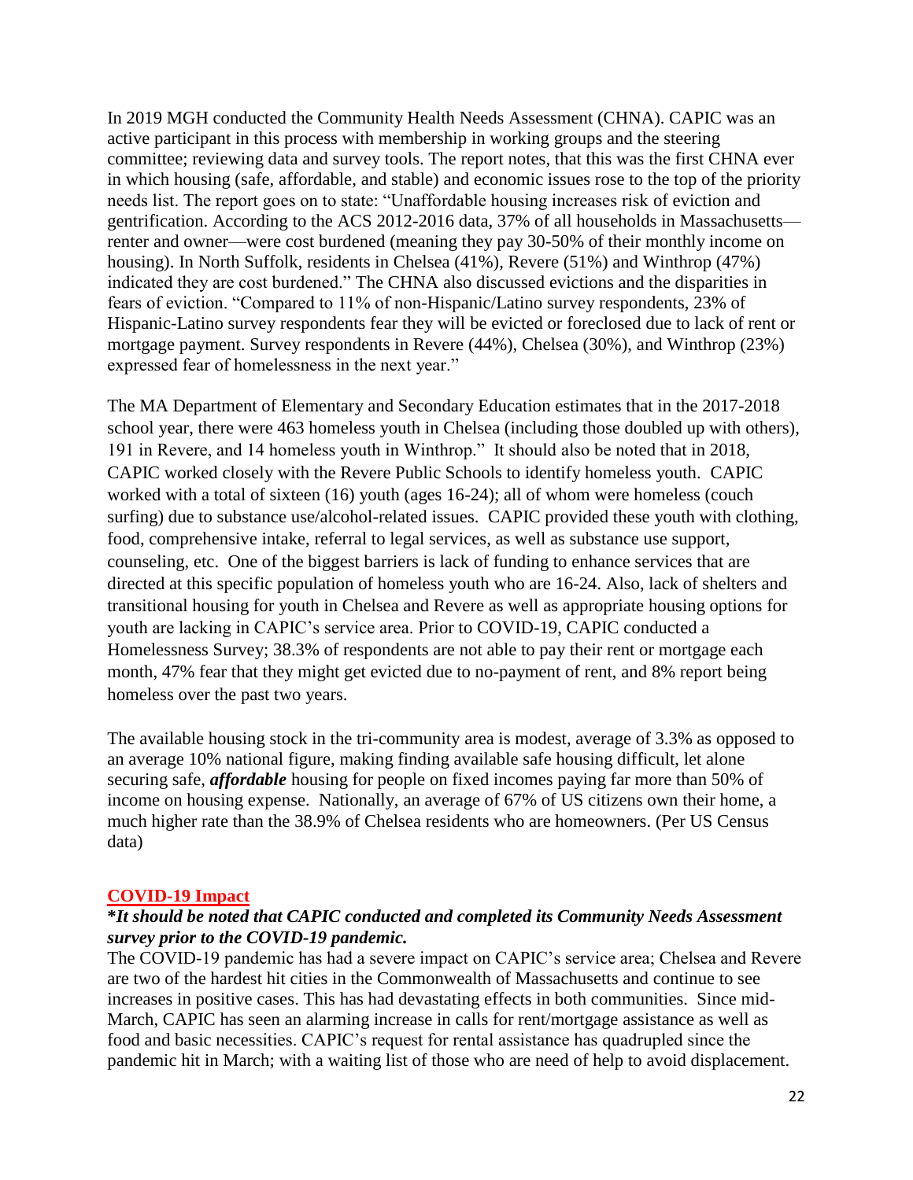In 2019 MGH conducted the Community Health Needs Assessment (CHNA). CAPIC was an active participant in this process with membership in working groups and the steering committee; reviewing data and survey tools. The report notes, that this was the first CHNA ever in which housing (safe, affordable, and stable) and economic issues rose to the top of the priority needs list. The report goes on to state: "Unaffordable housing increases risk of eviction and gentrification. According to the ACS 2012-2016 data, 37% of all households in Massachusetts—renter and owner—were cost burdened (meaning they pay 30-50% of their monthly income on housing). In North Suffolk, residents in Chelsea (41%), Revere (51%) and Winthrop (47%) indicated they are cost burdened." The CHNA also discussed evictions and the disparities in fears of eviction. "Compared to 11% of non-Hispanic/Latino survey respondents, 23% of Hispanic-Latino survey respondents fear they will be evicted or foreclosed due to lack of rent or mortgage payment. Survey respondents in Revere (44%), Chelsea (30%), and Winthrop (23%) expressed fear of homelessness in the next year."

The MA Department of Elementary and Secondary Education estimates that in the 2017-2018 school year, there were 463 homeless youth in Chelsea (including those doubled up with others), 191 in Revere, and 14 homeless youth in Winthrop." It should also be noted that in 2018, CAPIC worked closely with the Revere Public Schools to identify homeless youth. CAPIC worked with a total of sixteen (16) youth (ages 16-24); all of whom were homeless (couch surfing) due to substance use/alcohol-related issues. CAPIC provided these youth with clothing, food, comprehensive intake, referral to legal services, as well as substance use support, counseling, etc. One of the biggest barriers is lack of funding to enhance services that are directed at this specific population of homeless youth who are 16-24. Also, lack of shelters and transitional housing for youth in Chelsea and Revere as well as appropriate housing options for youth are lacking in CAPIC's service area. Prior to COVID-19, CAPIC conducted a Homelessness Survey; 38.3% of respondents are not able to pay their rent or mortgage each month, 47% fear that they might get evicted due to no-payment of rent, and 8% report being homeless over the past two years.

The available housing stock in the tri-community area is modest, average of 3.3% as opposed to an average 10% national figure, making finding available safe housing difficult, let alone securing safe, ***affordable*** housing for people on fixed incomes paying far more than 50% of income on housing expense. Nationally, an average of 67% of US citizens own their home, a much higher rate than the 38.9% of Chelsea residents who are homeowners. (Per US Census data)

## COVID-19 Impact

***It should be noted that CAPIC conducted and completed its Community Needs Assessment survey prior to the COVID-19 pandemic.***

The COVID-19 pandemic has had a severe impact on CAPIC's service area; Chelsea and Revere are two of the hardest hit cities in the Commonwealth of Massachusetts and continue to see increases in positive cases. This has had devastating effects in both communities. Since mid-March, CAPIC has seen an alarming increase in calls for rent/mortgage assistance as well as food and basic necessities. CAPIC's request for rental assistance has quadrupled since the pandemic hit in March; with a waiting list of those who are need of help to avoid displacement.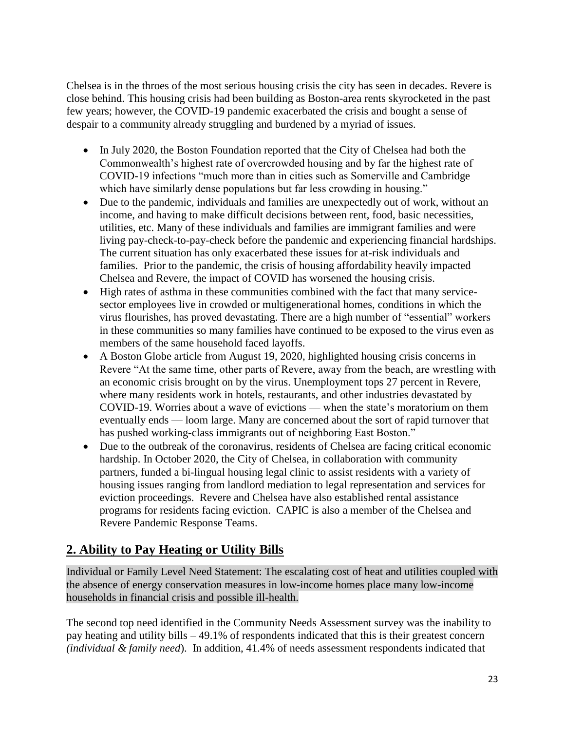Chelsea is in the throes of the most serious housing crisis the city has seen in decades. Revere is close behind. This housing crisis had been building as Boston-area rents skyrocketed in the past few years; however, the COVID-19 pandemic exacerbated the crisis and bought a sense of despair to a community already struggling and burdened by a myriad of issues.

- In July 2020, the Boston Foundation reported that the City of Chelsea had both the Commonwealth's highest rate of overcrowded housing and by far the highest rate of COVID-19 infections "much more than in cities such as Somerville and Cambridge which have similarly dense populations but far less crowding in housing."
- Due to the pandemic, individuals and families are unexpectedly out of work, without an income, and having to make difficult decisions between rent, food, basic necessities, utilities, etc. Many of these individuals and families are immigrant families and were living pay-check-to-pay-check before the pandemic and experiencing financial hardships. The current situation has only exacerbated these issues for at-risk individuals and families. Prior to the pandemic, the crisis of housing affordability heavily impacted Chelsea and Revere, the impact of COVID has worsened the housing crisis.
- High rates of asthma in these communities combined with the fact that many service-sector employees live in crowded or multigenerational homes, conditions in which the virus flourishes, has proved devastating. There are a high number of "essential" workers in these communities so many families have continued to be exposed to the virus even as members of the same household faced layoffs.
- A Boston Globe article from August 19, 2020, highlighted housing crisis concerns in Revere "At the same time, other parts of Revere, away from the beach, are wrestling with an economic crisis brought on by the virus. Unemployment tops 27 percent in Revere, where many residents work in hotels, restaurants, and other industries devastated by COVID-19. Worries about a wave of evictions — when the state's moratorium on them eventually ends — loom large. Many are concerned about the sort of rapid turnover that has pushed working-class immigrants out of neighboring East Boston."
- Due to the outbreak of the coronavirus, residents of Chelsea are facing critical economic hardship. In October 2020, the City of Chelsea, in collaboration with community partners, funded a bi-lingual housing legal clinic to assist residents with a variety of housing issues ranging from landlord mediation to legal representation and services for eviction proceedings. Revere and Chelsea have also established rental assistance programs for residents facing eviction. CAPIC is also a member of the Chelsea and Revere Pandemic Response Teams.

## 2. Ability to Pay Heating or Utility Bills

Individual or Family Level Need Statement: The escalating cost of heat and utilities coupled with the absence of energy conservation measures in low-income homes place many low-income households in financial crisis and possible ill-health.

The second top need identified in the Community Needs Assessment survey was the inability to pay heating and utility bills – 49.1% of respondents indicated that this is their greatest concern *(individual & family need*). In addition, 41.4% of needs assessment respondents indicated that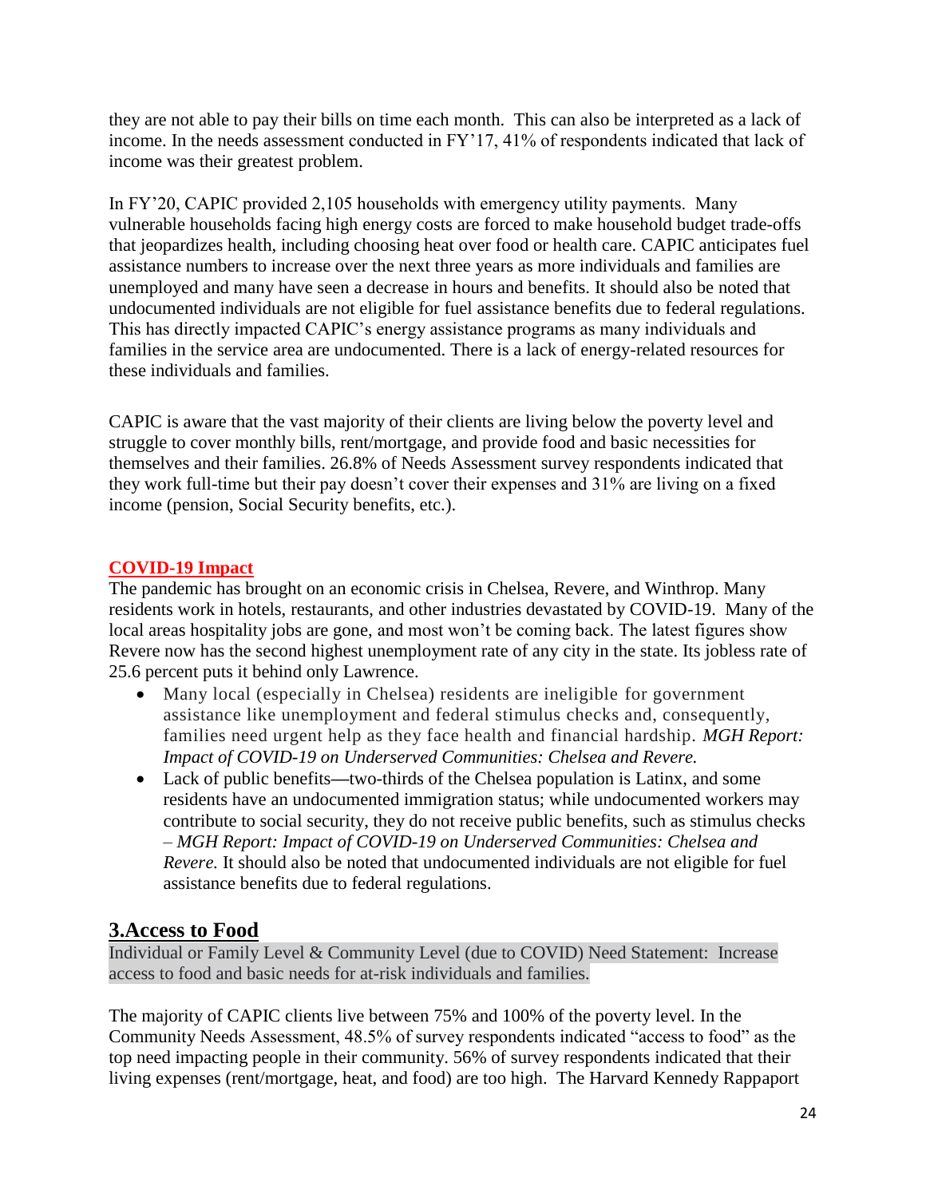they are not able to pay their bills on time each month. This can also be interpreted as a lack of income. In the needs assessment conducted in FY'17, 41% of respondents indicated that lack of income was their greatest problem.

In FY'20, CAPIC provided 2,105 households with emergency utility payments. Many vulnerable households facing high energy costs are forced to make household budget trade-offs that jeopardizes health, including choosing heat over food or health care. CAPIC anticipates fuel assistance numbers to increase over the next three years as more individuals and families are unemployed and many have seen a decrease in hours and benefits. It should also be noted that undocumented individuals are not eligible for fuel assistance benefits due to federal regulations. This has directly impacted CAPIC's energy assistance programs as many individuals and families in the service area are undocumented. There is a lack of energy-related resources for these individuals and families.

CAPIC is aware that the vast majority of their clients are living below the poverty level and struggle to cover monthly bills, rent/mortgage, and provide food and basic necessities for themselves and their families. 26.8% of Needs Assessment survey respondents indicated that they work full-time but their pay doesn't cover their expenses and 31% are living on a fixed income (pension, Social Security benefits, etc.).

**COVID-19 Impact**

The pandemic has brought on an economic crisis in Chelsea, Revere, and Winthrop. Many residents work in hotels, restaurants, and other industries devastated by COVID-19. Many of the local areas hospitality jobs are gone, and most won't be coming back. The latest figures show Revere now has the second highest unemployment rate of any city in the state. Its jobless rate of 25.6 percent puts it behind only Lawrence.

- Many local (especially in Chelsea) residents are ineligible for government assistance like unemployment and federal stimulus checks and, consequently, families need urgent help as they face health and financial hardship. *MGH Report: Impact of COVID-19 on Underserved Communities: Chelsea and Revere.*
- Lack of public benefits—two-thirds of the Chelsea population is Latinx, and some residents have an undocumented immigration status; while undocumented workers may contribute to social security, they do not receive public benefits, such as stimulus checks – *MGH Report: Impact of COVID-19 on Underserved Communities: Chelsea and Revere.* It should also be noted that undocumented individuals are not eligible for fuel assistance benefits due to federal regulations.

## 3.Access to Food

Individual or Family Level & Community Level (due to COVID) Need Statement: Increase access to food and basic needs for at-risk individuals and families.

The majority of CAPIC clients live between 75% and 100% of the poverty level. In the Community Needs Assessment, 48.5% of survey respondents indicated "access to food" as the top need impacting people in their community. 56% of survey respondents indicated that their living expenses (rent/mortgage, heat, and food) are too high. The Harvard Kennedy Rappaport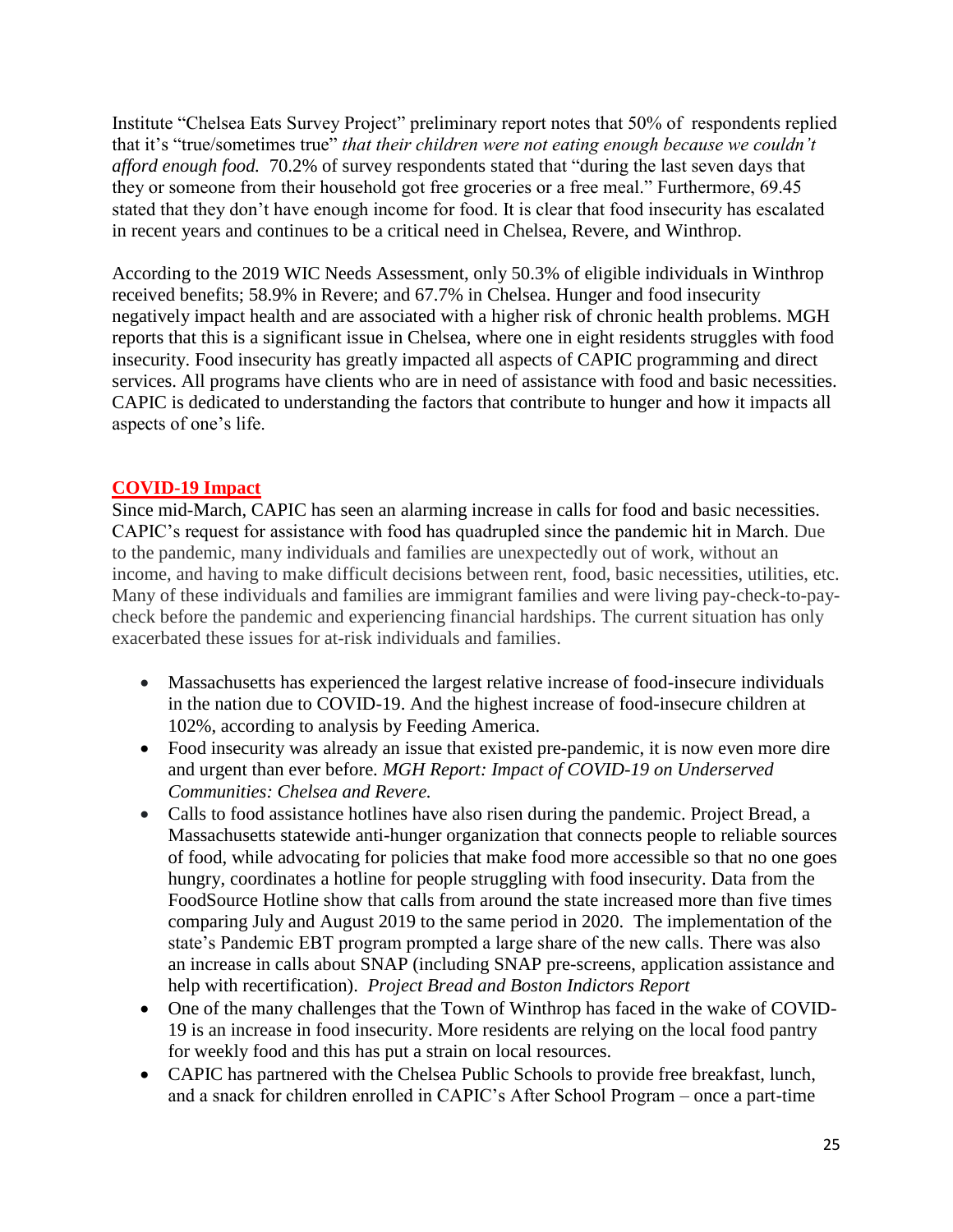Institute "Chelsea Eats Survey Project" preliminary report notes that 50% of respondents replied that it's "true/sometimes true" *that their children were not eating enough because we couldn't afford enough food.* 70.2% of survey respondents stated that "during the last seven days that they or someone from their household got free groceries or a free meal." Furthermore, 69.45 stated that they don't have enough income for food. It is clear that food insecurity has escalated in recent years and continues to be a critical need in Chelsea, Revere, and Winthrop.

According to the 2019 WIC Needs Assessment, only 50.3% of eligible individuals in Winthrop received benefits; 58.9% in Revere; and 67.7% in Chelsea. Hunger and food insecurity negatively impact health and are associated with a higher risk of chronic health problems. MGH reports that this is a significant issue in Chelsea, where one in eight residents struggles with food insecurity. Food insecurity has greatly impacted all aspects of CAPIC programming and direct services. All programs have clients who are in need of assistance with food and basic necessities. CAPIC is dedicated to understanding the factors that contribute to hunger and how it impacts all aspects of one's life.

## COVID-19 Impact

Since mid-March, CAPIC has seen an alarming increase in calls for food and basic necessities. CAPIC's request for assistance with food has quadrupled since the pandemic hit in March. Due to the pandemic, many individuals and families are unexpectedly out of work, without an income, and having to make difficult decisions between rent, food, basic necessities, utilities, etc. Many of these individuals and families are immigrant families and were living pay-check-to-pay-check before the pandemic and experiencing financial hardships. The current situation has only exacerbated these issues for at-risk individuals and families.

- Massachusetts has experienced the largest relative increase of food-insecure individuals in the nation due to COVID-19. And the highest increase of food-insecure children at 102%, according to analysis by Feeding America.
- Food insecurity was already an issue that existed pre-pandemic, it is now even more dire and urgent than ever before. *MGH Report: Impact of COVID-19 on Underserved Communities: Chelsea and Revere.*
- Calls to food assistance hotlines have also risen during the pandemic. Project Bread, a Massachusetts statewide anti-hunger organization that connects people to reliable sources of food, while advocating for policies that make food more accessible so that no one goes hungry, coordinates a hotline for people struggling with food insecurity. Data from the FoodSource Hotline show that calls from around the state increased more than five times comparing July and August 2019 to the same period in 2020. The implementation of the state's Pandemic EBT program prompted a large share of the new calls. There was also an increase in calls about SNAP (including SNAP pre-screens, application assistance and help with recertification). *Project Bread and Boston Indictors Report*
- One of the many challenges that the Town of Winthrop has faced in the wake of COVID-19 is an increase in food insecurity. More residents are relying on the local food pantry for weekly food and this has put a strain on local resources.
- CAPIC has partnered with the Chelsea Public Schools to provide free breakfast, lunch, and a snack for children enrolled in CAPIC's After School Program – once a part-time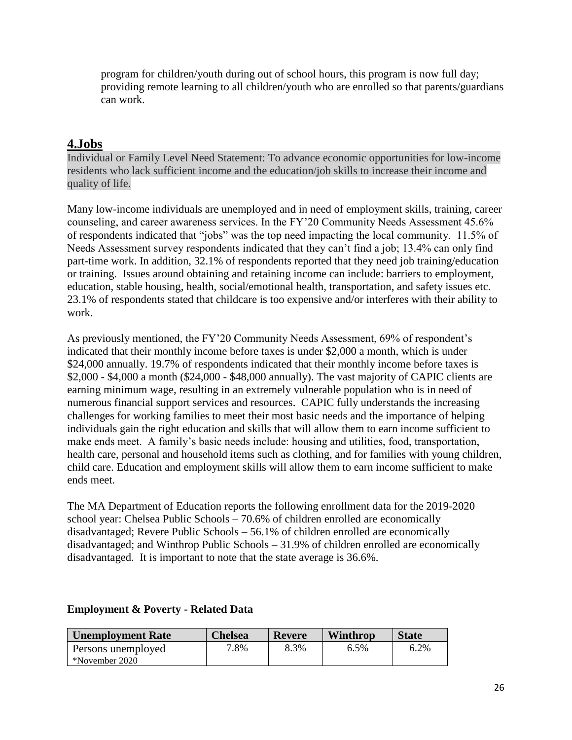program for children/youth during out of school hours, this program is now full day; providing remote learning to all children/youth who are enrolled so that parents/guardians can work.

## 4.Jobs

Individual or Family Level Need Statement: To advance economic opportunities for low-income residents who lack sufficient income and the education/job skills to increase their income and quality of life.

Many low-income individuals are unemployed and in need of employment skills, training, career counseling, and career awareness services. In the FY'20 Community Needs Assessment 45.6% of respondents indicated that "jobs" was the top need impacting the local community. 11.5% of Needs Assessment survey respondents indicated that they can't find a job; 13.4% can only find part-time work. In addition, 32.1% of respondents reported that they need job training/education or training. Issues around obtaining and retaining income can include: barriers to employment, education, stable housing, health, social/emotional health, transportation, and safety issues etc. 23.1% of respondents stated that childcare is too expensive and/or interferes with their ability to work.

As previously mentioned, the FY'20 Community Needs Assessment, 69% of respondent's indicated that their monthly income before taxes is under $2,000 a month, which is under $24,000 annually. 19.7% of respondents indicated that their monthly income before taxes is $2,000 - $4,000 a month ($24,000 - $48,000 annually). The vast majority of CAPIC clients are earning minimum wage, resulting in an extremely vulnerable population who is in need of numerous financial support services and resources. CAPIC fully understands the increasing challenges for working families to meet their most basic needs and the importance of helping individuals gain the right education and skills that will allow them to earn income sufficient to make ends meet. A family's basic needs include: housing and utilities, food, transportation, health care, personal and household items such as clothing, and for families with young children, child care. Education and employment skills will allow them to earn income sufficient to make ends meet.

The MA Department of Education reports the following enrollment data for the 2019-2020 school year: Chelsea Public Schools – 70.6% of children enrolled are economically disadvantaged; Revere Public Schools – 56.1% of children enrolled are economically disadvantaged; and Winthrop Public Schools – 31.9% of children enrolled are economically disadvantaged. It is important to note that the state average is 36.6%.

**Employment & Poverty - Related Data**

| Unemployment Rate | Chelsea | Revere | Winthrop | State |
|---|---|---|---|---|
| Persons unemployed *November 2020 | 7.8% | 8.3% | 6.5% | 6.2% |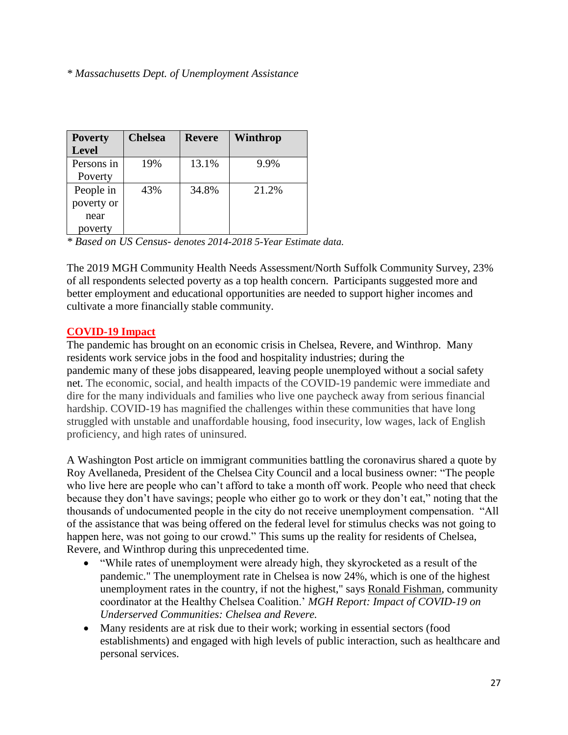*\* Massachusetts Dept. of Unemployment Assistance*

| Poverty Level | Chelsea | Revere | Winthrop |
|---|---|---|---|
| Persons in Poverty | 19% | 13.1% | 9.9% |
| People in poverty or near poverty | 43% | 34.8% | 21.2% |

*\* Based on US Census- denotes 2014-2018 5-Year Estimate data.*

The 2019 MGH Community Health Needs Assessment/North Suffolk Community Survey, 23% of all respondents selected poverty as a top health concern. Participants suggested more and better employment and educational opportunities are needed to support higher incomes and cultivate a more financially stable community.

**COVID-19 Impact**

The pandemic has brought on an economic crisis in Chelsea, Revere, and Winthrop. Many residents work service jobs in the food and hospitality industries; during the pandemic many of these jobs disappeared, leaving people unemployed without a social safety net. The economic, social, and health impacts of the COVID-19 pandemic were immediate and dire for the many individuals and families who live one paycheck away from serious financial hardship. COVID-19 has magnified the challenges within these communities that have long struggled with unstable and unaffordable housing, food insecurity, low wages, lack of English proficiency, and high rates of uninsured.

A Washington Post article on immigrant communities battling the coronavirus shared a quote by Roy Avellaneda, President of the Chelsea City Council and a local business owner: "The people who live here are people who can't afford to take a month off work. People who need that check because they don't have savings; people who either go to work or they don't eat," noting that the thousands of undocumented people in the city do not receive unemployment compensation. "All of the assistance that was being offered on the federal level for stimulus checks was not going to happen here, was not going to our crowd." This sums up the reality for residents of Chelsea, Revere, and Winthrop during this unprecedented time.

- "While rates of unemployment were already high, they skyrocketed as a result of the pandemic." The unemployment rate in Chelsea is now 24%, which is one of the highest unemployment rates in the country, if not the highest," says Ronald Fishman, community coordinator at the Healthy Chelsea Coalition.' *MGH Report: Impact of COVID-19 on Underserved Communities: Chelsea and Revere.*
- Many residents are at risk due to their work; working in essential sectors (food establishments) and engaged with high levels of public interaction, such as healthcare and personal services.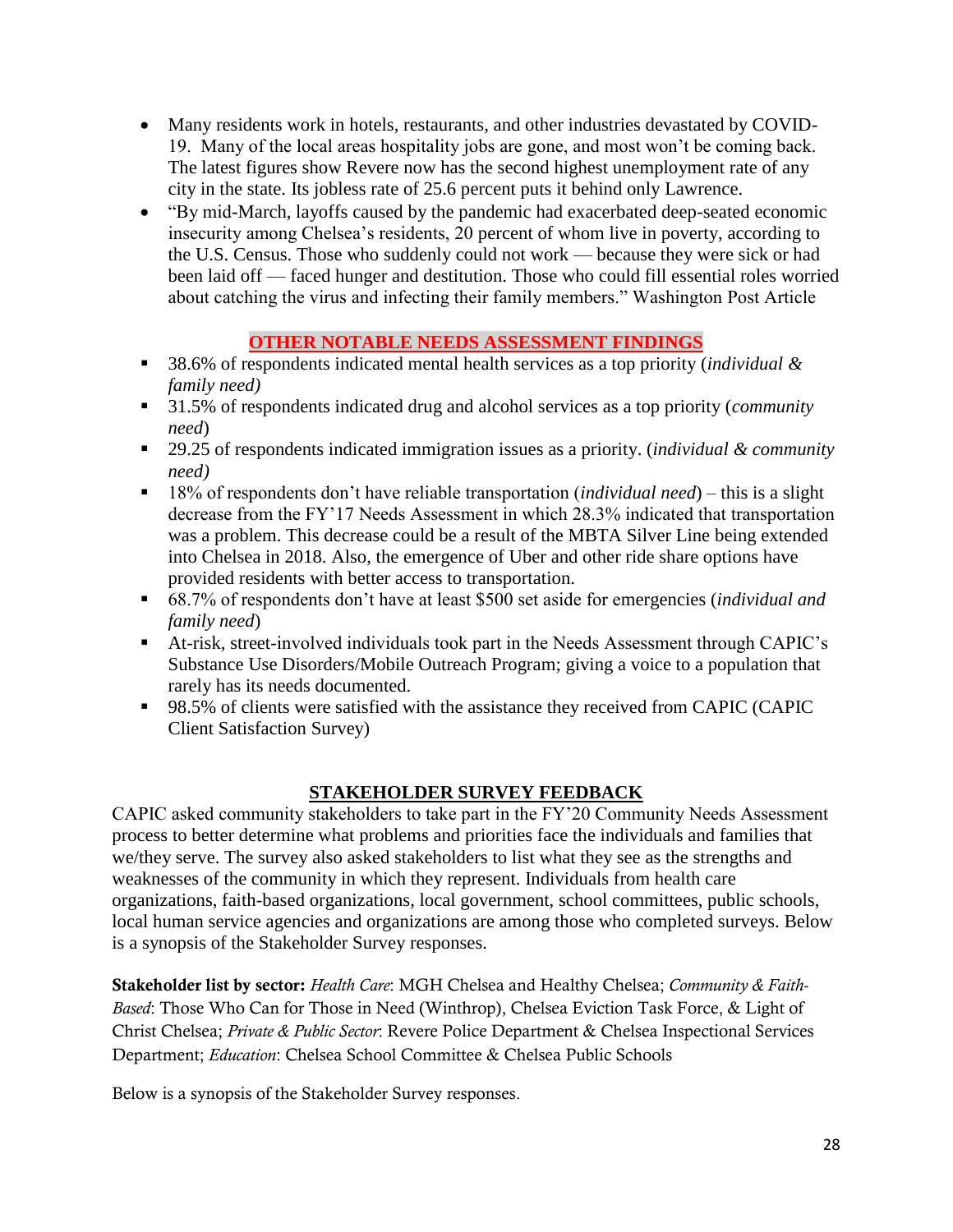- Many residents work in hotels, restaurants, and other industries devastated by COVID-19. Many of the local areas hospitality jobs are gone, and most won't be coming back. The latest figures show Revere now has the second highest unemployment rate of any city in the state. Its jobless rate of 25.6 percent puts it behind only Lawrence.
- "By mid-March, layoffs caused by the pandemic had exacerbated deep-seated economic insecurity among Chelsea's residents, 20 percent of whom live in poverty, according to the U.S. Census. Those who suddenly could not work — because they were sick or had been laid off — faced hunger and destitution. Those who could fill essential roles worried about catching the virus and infecting their family members." Washington Post Article

## OTHER NOTABLE NEEDS ASSESSMENT FINDINGS

- 38.6% of respondents indicated mental health services as a top priority (*individual & family need)*
- 31.5% of respondents indicated drug and alcohol services as a top priority (*community need*)
- 29.25 of respondents indicated immigration issues as a priority. (*individual & community need)*
- 18% of respondents don't have reliable transportation (*individual need*) – this is a slight decrease from the FY'17 Needs Assessment in which 28.3% indicated that transportation was a problem. This decrease could be a result of the MBTA Silver Line being extended into Chelsea in 2018. Also, the emergence of Uber and other ride share options have provided residents with better access to transportation.
- 68.7% of respondents don't have at least $500 set aside for emergencies (*individual and family need*)
- At-risk, street-involved individuals took part in the Needs Assessment through CAPIC's Substance Use Disorders/Mobile Outreach Program; giving a voice to a population that rarely has its needs documented.
- 98.5% of clients were satisfied with the assistance they received from CAPIC (CAPIC Client Satisfaction Survey)

## STAKEHOLDER SURVEY FEEDBACK

CAPIC asked community stakeholders to take part in the FY'20 Community Needs Assessment process to better determine what problems and priorities face the individuals and families that we/they serve. The survey also asked stakeholders to list what they see as the strengths and weaknesses of the community in which they represent. Individuals from health care organizations, faith-based organizations, local government, school committees, public schools, local human service agencies and organizations are among those who completed surveys. Below is a synopsis of the Stakeholder Survey responses.

**Stakeholder list by sector:** *Health Care*: MGH Chelsea and Healthy Chelsea; *Community & Faith-Based*: Those Who Can for Those in Need (Winthrop), Chelsea Eviction Task Force, & Light of Christ Chelsea; *Private & Public Sector*: Revere Police Department & Chelsea Inspectional Services Department; *Education*: Chelsea School Committee & Chelsea Public Schools

Below is a synopsis of the Stakeholder Survey responses.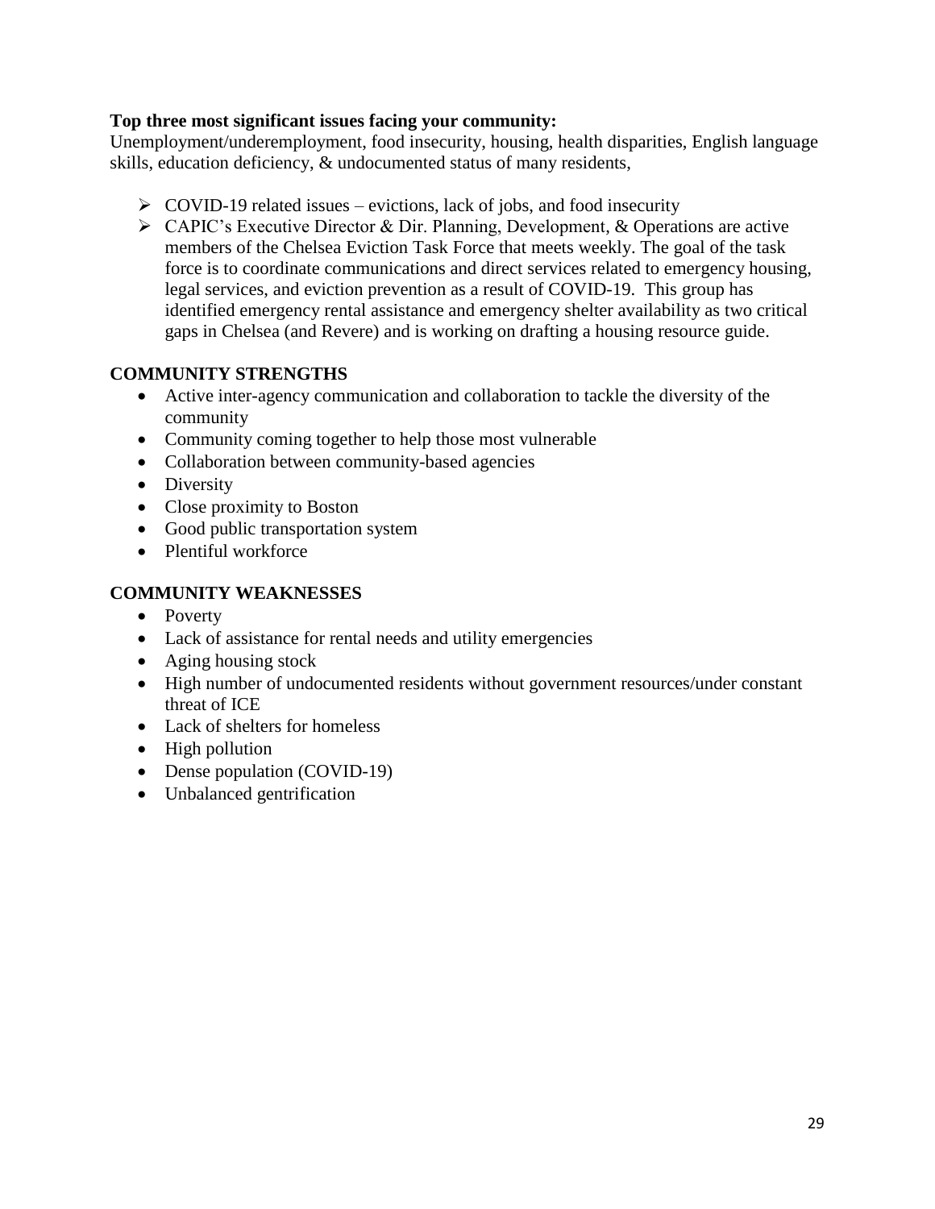**Top three most significant issues facing your community:**
Unemployment/underemployment, food insecurity, housing, health disparities, English language skills, education deficiency, & undocumented status of many residents,

- COVID-19 related issues – evictions, lack of jobs, and food insecurity
- CAPIC's Executive Director & Dir. Planning, Development, & Operations are active members of the Chelsea Eviction Task Force that meets weekly. The goal of the task force is to coordinate communications and direct services related to emergency housing, legal services, and eviction prevention as a result of COVID-19. This group has identified emergency rental assistance and emergency shelter availability as two critical gaps in Chelsea (and Revere) and is working on drafting a housing resource guide.

## COMMUNITY STRENGTHS

- Active inter-agency communication and collaboration to tackle the diversity of the community
- Community coming together to help those most vulnerable
- Collaboration between community-based agencies
- Diversity
- Close proximity to Boston
- Good public transportation system
- Plentiful workforce

## COMMUNITY WEAKNESSES

- Poverty
- Lack of assistance for rental needs and utility emergencies
- Aging housing stock
- High number of undocumented residents without government resources/under constant threat of ICE
- Lack of shelters for homeless
- High pollution
- Dense population (COVID-19)
- Unbalanced gentrification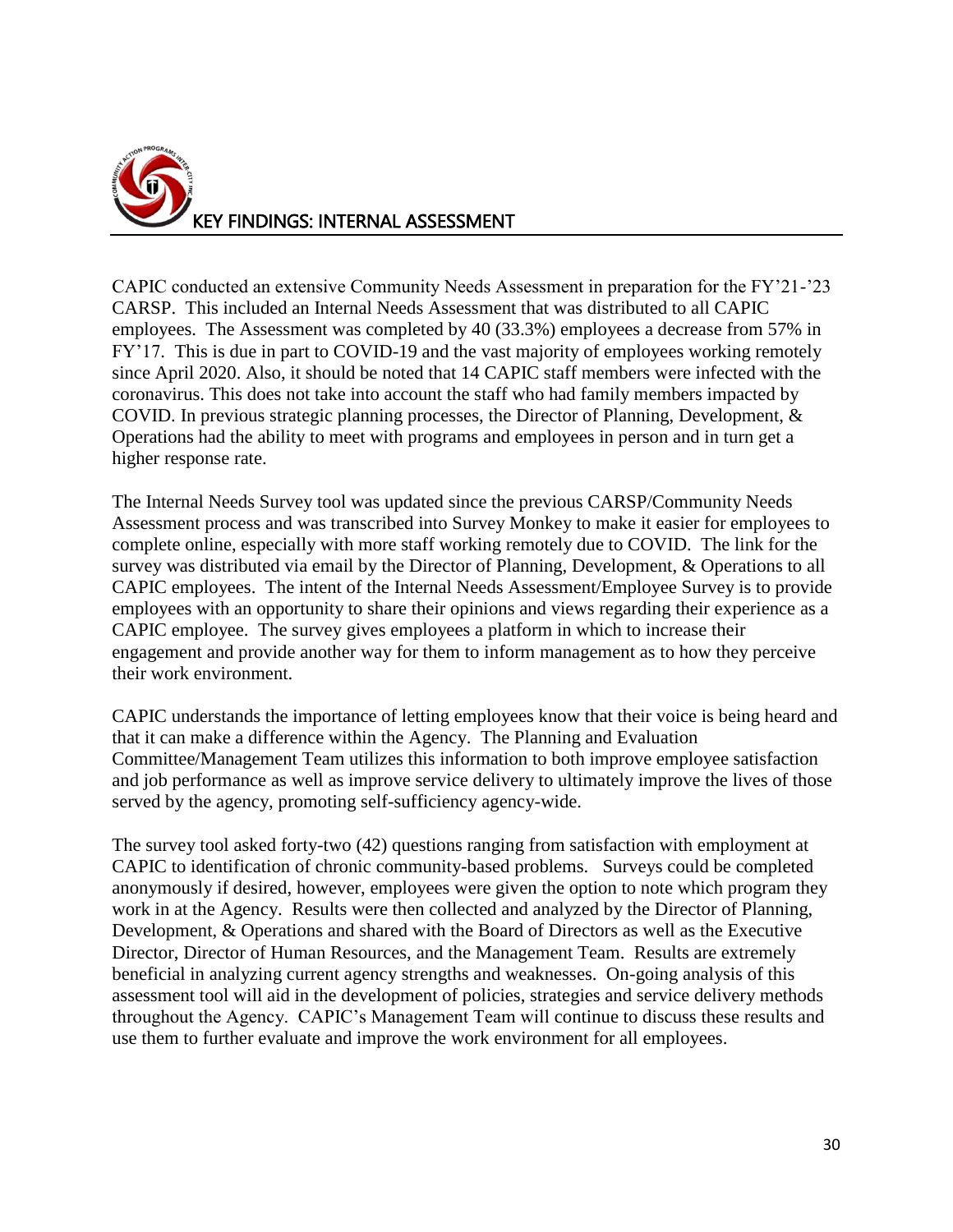# KEY FINDINGS: INTERNAL ASSESSMENT

CAPIC conducted an extensive Community Needs Assessment in preparation for the FY'21-'23 CARSP. This included an Internal Needs Assessment that was distributed to all CAPIC employees. The Assessment was completed by 40 (33.3%) employees a decrease from 57% in FY'17. This is due in part to COVID-19 and the vast majority of employees working remotely since April 2020. Also, it should be noted that 14 CAPIC staff members were infected with the coronavirus. This does not take into account the staff who had family members impacted by COVID. In previous strategic planning processes, the Director of Planning, Development, & Operations had the ability to meet with programs and employees in person and in turn get a higher response rate.

The Internal Needs Survey tool was updated since the previous CARSP/Community Needs Assessment process and was transcribed into Survey Monkey to make it easier for employees to complete online, especially with more staff working remotely due to COVID. The link for the survey was distributed via email by the Director of Planning, Development, & Operations to all CAPIC employees. The intent of the Internal Needs Assessment/Employee Survey is to provide employees with an opportunity to share their opinions and views regarding their experience as a CAPIC employee. The survey gives employees a platform in which to increase their engagement and provide another way for them to inform management as to how they perceive their work environment.

CAPIC understands the importance of letting employees know that their voice is being heard and that it can make a difference within the Agency. The Planning and Evaluation Committee/Management Team utilizes this information to both improve employee satisfaction and job performance as well as improve service delivery to ultimately improve the lives of those served by the agency, promoting self-sufficiency agency-wide.

The survey tool asked forty-two (42) questions ranging from satisfaction with employment at CAPIC to identification of chronic community-based problems. Surveys could be completed anonymously if desired, however, employees were given the option to note which program they work in at the Agency. Results were then collected and analyzed by the Director of Planning, Development, & Operations and shared with the Board of Directors as well as the Executive Director, Director of Human Resources, and the Management Team. Results are extremely beneficial in analyzing current agency strengths and weaknesses. On-going analysis of this assessment tool will aid in the development of policies, strategies and service delivery methods throughout the Agency. CAPIC's Management Team will continue to discuss these results and use them to further evaluate and improve the work environment for all employees.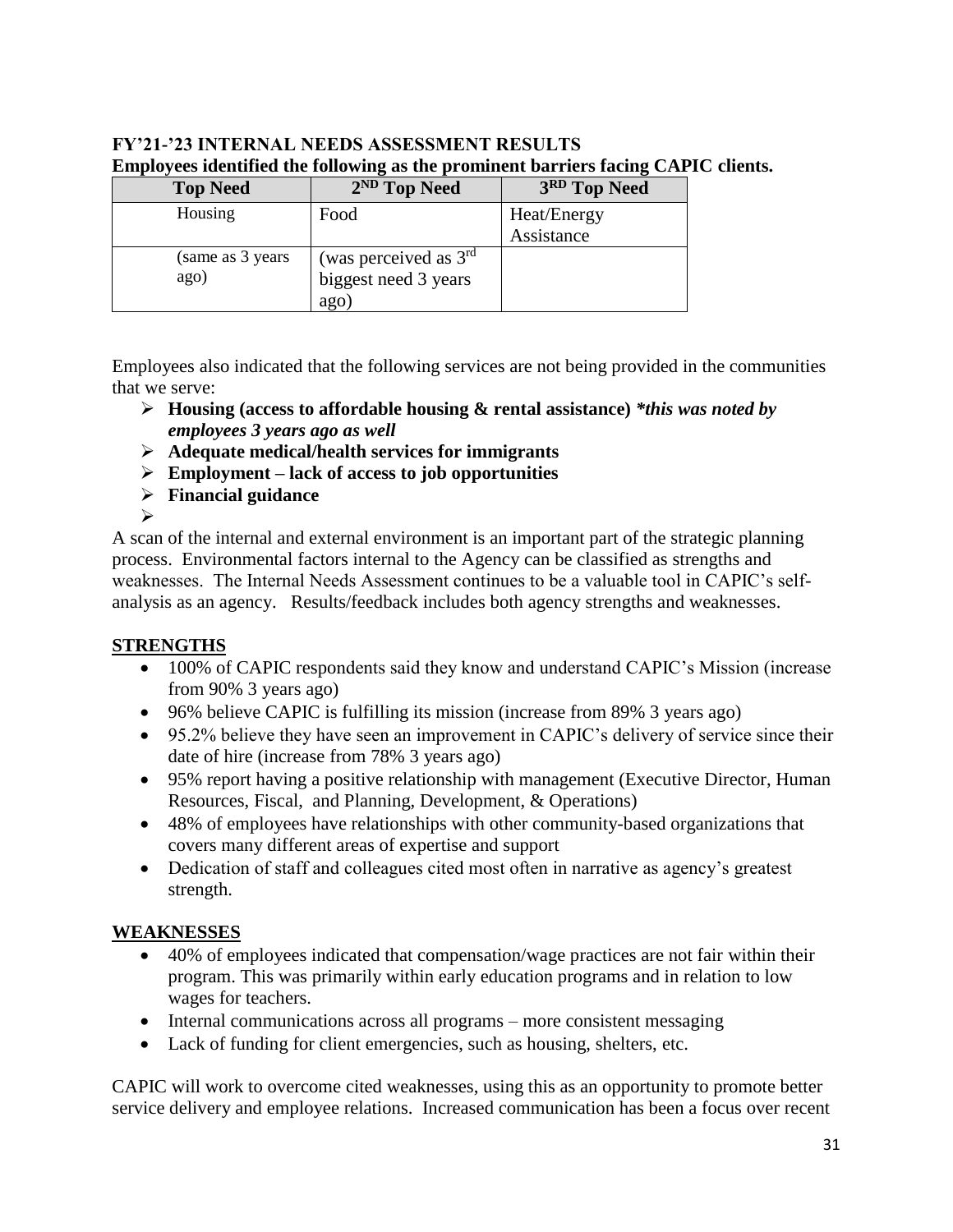## FY'21-'23 INTERNAL NEEDS ASSESSMENT RESULTS

**Employees identified the following as the prominent barriers facing CAPIC clients.**

| Top Need | 2ND Top Need | 3RD Top Need |
|---|---|---|
| Housing | Food | Heat/Energy Assistance |
| (same as 3 years ago) | (was perceived as 3rd biggest need 3 years ago) | |

Employees also indicated that the following services are not being provided in the communities that we serve:

- **Housing (access to affordable housing & rental assistance)** ***\*this was noted by employees 3 years ago as well***
- **Adequate medical/health services for immigrants**
- **Employment – lack of access to job opportunities**
- **Financial guidance**

A scan of the internal and external environment is an important part of the strategic planning process. Environmental factors internal to the Agency can be classified as strengths and weaknesses. The Internal Needs Assessment continues to be a valuable tool in CAPIC's self-analysis as an agency. Results/feedback includes both agency strengths and weaknesses.

### STRENGTHS

- 100% of CAPIC respondents said they know and understand CAPIC's Mission (increase from 90% 3 years ago)
- 96% believe CAPIC is fulfilling its mission (increase from 89% 3 years ago)
- 95.2% believe they have seen an improvement in CAPIC's delivery of service since their date of hire (increase from 78% 3 years ago)
- 95% report having a positive relationship with management (Executive Director, Human Resources, Fiscal, and Planning, Development, & Operations)
- 48% of employees have relationships with other community-based organizations that covers many different areas of expertise and support
- Dedication of staff and colleagues cited most often in narrative as agency's greatest strength.

### WEAKNESSES

- 40% of employees indicated that compensation/wage practices are not fair within their program. This was primarily within early education programs and in relation to low wages for teachers.
- Internal communications across all programs – more consistent messaging
- Lack of funding for client emergencies, such as housing, shelters, etc.

CAPIC will work to overcome cited weaknesses, using this as an opportunity to promote better service delivery and employee relations. Increased communication has been a focus over recent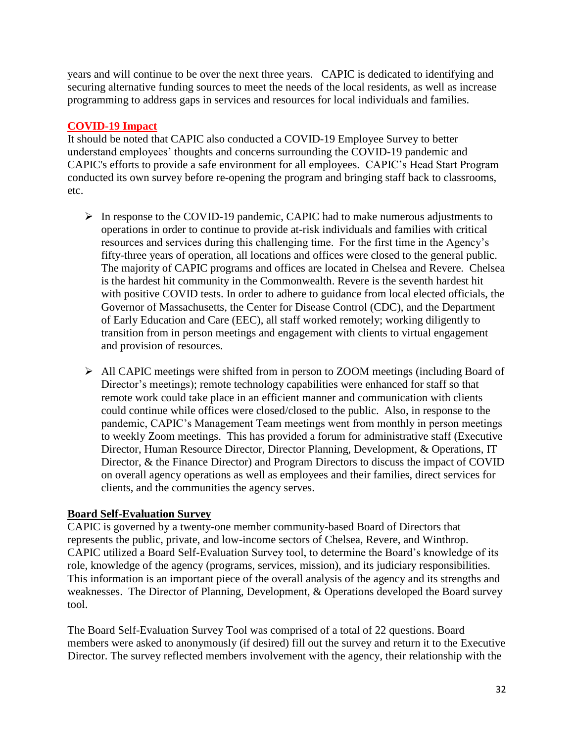years and will continue to be over the next three years. CAPIC is dedicated to identifying and securing alternative funding sources to meet the needs of the local residents, as well as increase programming to address gaps in services and resources for local individuals and families.

## COVID-19 Impact

It should be noted that CAPIC also conducted a COVID-19 Employee Survey to better understand employees' thoughts and concerns surrounding the COVID-19 pandemic and CAPIC's efforts to provide a safe environment for all employees. CAPIC's Head Start Program conducted its own survey before re-opening the program and bringing staff back to classrooms, etc.

- In response to the COVID-19 pandemic, CAPIC had to make numerous adjustments to operations in order to continue to provide at-risk individuals and families with critical resources and services during this challenging time. For the first time in the Agency's fifty-three years of operation, all locations and offices were closed to the general public. The majority of CAPIC programs and offices are located in Chelsea and Revere. Chelsea is the hardest hit community in the Commonwealth. Revere is the seventh hardest hit with positive COVID tests. In order to adhere to guidance from local elected officials, the Governor of Massachusetts, the Center for Disease Control (CDC), and the Department of Early Education and Care (EEC), all staff worked remotely; working diligently to transition from in person meetings and engagement with clients to virtual engagement and provision of resources.

- All CAPIC meetings were shifted from in person to ZOOM meetings (including Board of Director's meetings); remote technology capabilities were enhanced for staff so that remote work could take place in an efficient manner and communication with clients could continue while offices were closed/closed to the public. Also, in response to the pandemic, CAPIC's Management Team meetings went from monthly in person meetings to weekly Zoom meetings. This has provided a forum for administrative staff (Executive Director, Human Resource Director, Director Planning, Development, & Operations, IT Director, & the Finance Director) and Program Directors to discuss the impact of COVID on overall agency operations as well as employees and their families, direct services for clients, and the communities the agency serves.

## Board Self-Evaluation Survey

CAPIC is governed by a twenty-one member community-based Board of Directors that represents the public, private, and low-income sectors of Chelsea, Revere, and Winthrop. CAPIC utilized a Board Self-Evaluation Survey tool, to determine the Board's knowledge of its role, knowledge of the agency (programs, services, mission), and its judiciary responsibilities. This information is an important piece of the overall analysis of the agency and its strengths and weaknesses. The Director of Planning, Development, & Operations developed the Board survey tool.

The Board Self-Evaluation Survey Tool was comprised of a total of 22 questions. Board members were asked to anonymously (if desired) fill out the survey and return it to the Executive Director. The survey reflected members involvement with the agency, their relationship with the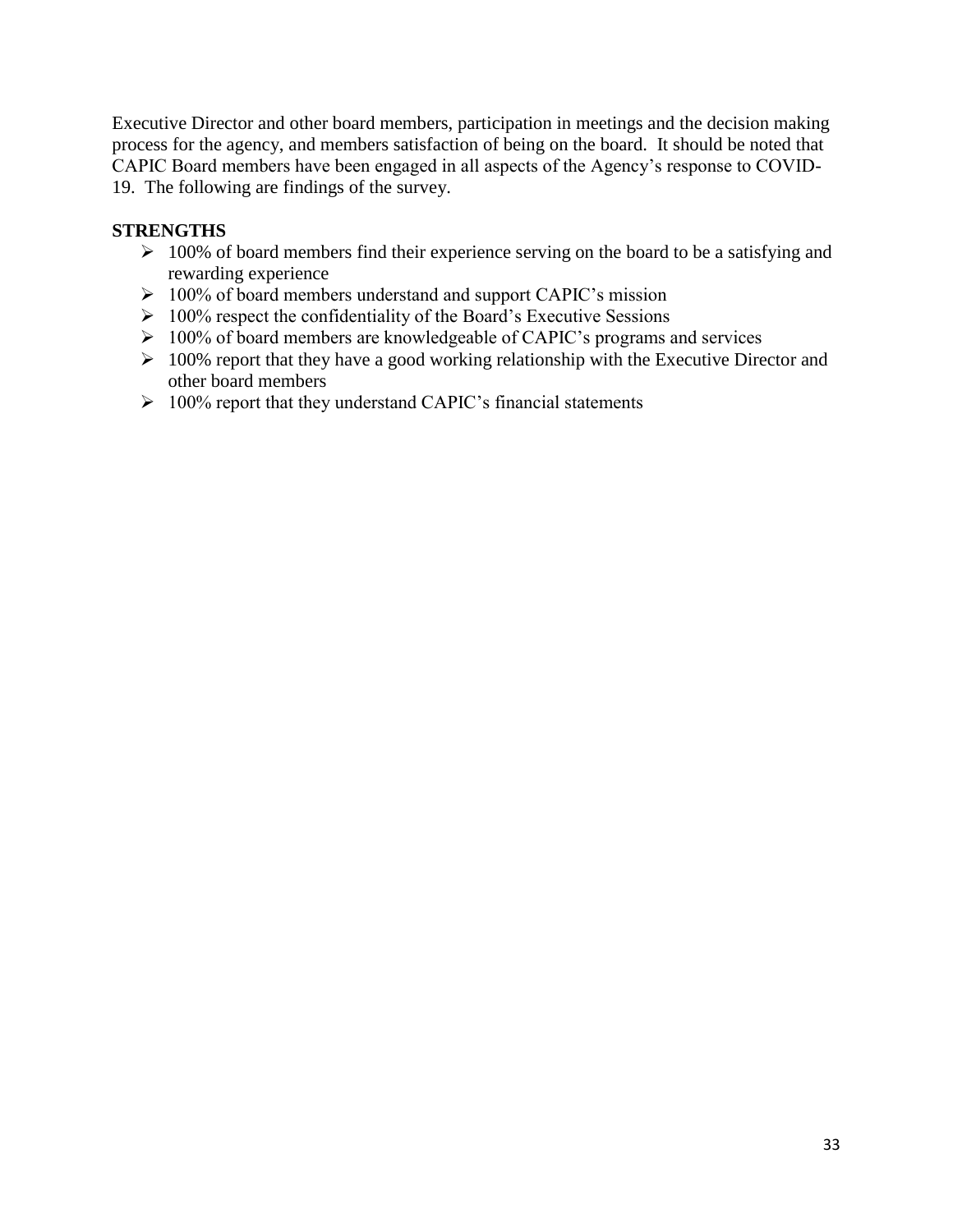Executive Director and other board members, participation in meetings and the decision making process for the agency, and members satisfaction of being on the board. It should be noted that CAPIC Board members have been engaged in all aspects of the Agency's response to COVID-19. The following are findings of the survey.

**STRENGTHS**

- 100% of board members find their experience serving on the board to be a satisfying and rewarding experience
- 100% of board members understand and support CAPIC's mission
- 100% respect the confidentiality of the Board's Executive Sessions
- 100% of board members are knowledgeable of CAPIC's programs and services
- 100% report that they have a good working relationship with the Executive Director and other board members
- 100% report that they understand CAPIC's financial statements